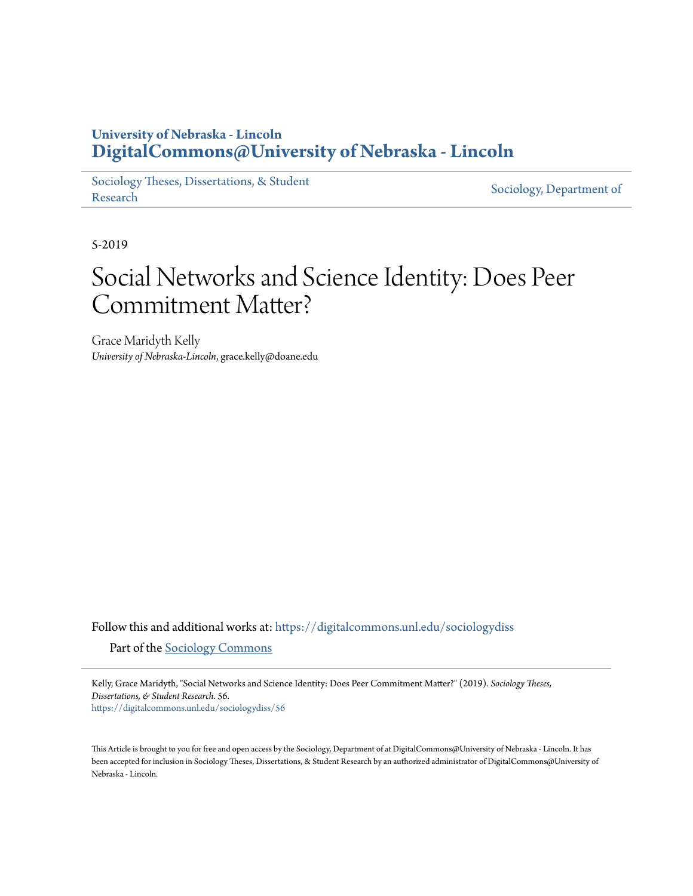University of Nebraska - Lincoln
**DigitalCommons@University of Nebraska - Lincoln**

Sociology Theses, Dissertations, & Student Research | Sociology, Department of

5-2019

# Social Networks and Science Identity: Does Peer Commitment Matter?

Grace Maridyth Kelly
*University of Nebraska-Lincoln*, grace.kelly@doane.edu

Follow this and additional works at: https://digitalcommons.unl.edu/sociologydiss

Part of the Sociology Commons

Kelly, Grace Maridyth, "Social Networks and Science Identity: Does Peer Commitment Matter?" (2019). *Sociology Theses, Dissertations, & Student Research*. 56.
https://digitalcommons.unl.edu/sociologydiss/56

This Article is brought to you for free and open access by the Sociology, Department of at DigitalCommons@University of Nebraska - Lincoln. It has been accepted for inclusion in Sociology Theses, Dissertations, & Student Research by an authorized administrator of DigitalCommons@University of Nebraska - Lincoln.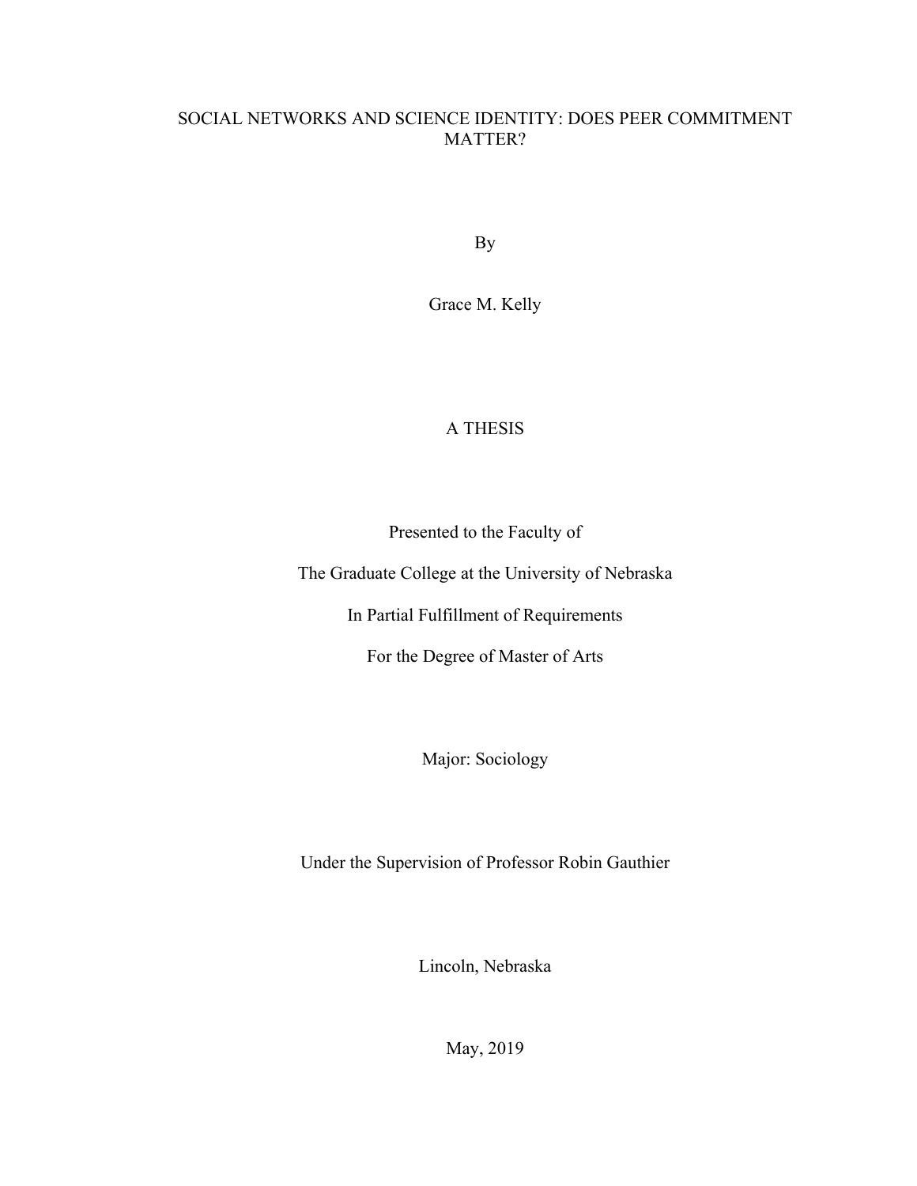# SOCIAL NETWORKS AND SCIENCE IDENTITY: DOES PEER COMMITMENT MATTER?

By

Grace M. Kelly

A THESIS

Presented to the Faculty of

The Graduate College at the University of Nebraska

In Partial Fulfillment of Requirements

For the Degree of Master of Arts

Major: Sociology

Under the Supervision of Professor Robin Gauthier

Lincoln, Nebraska

May, 2019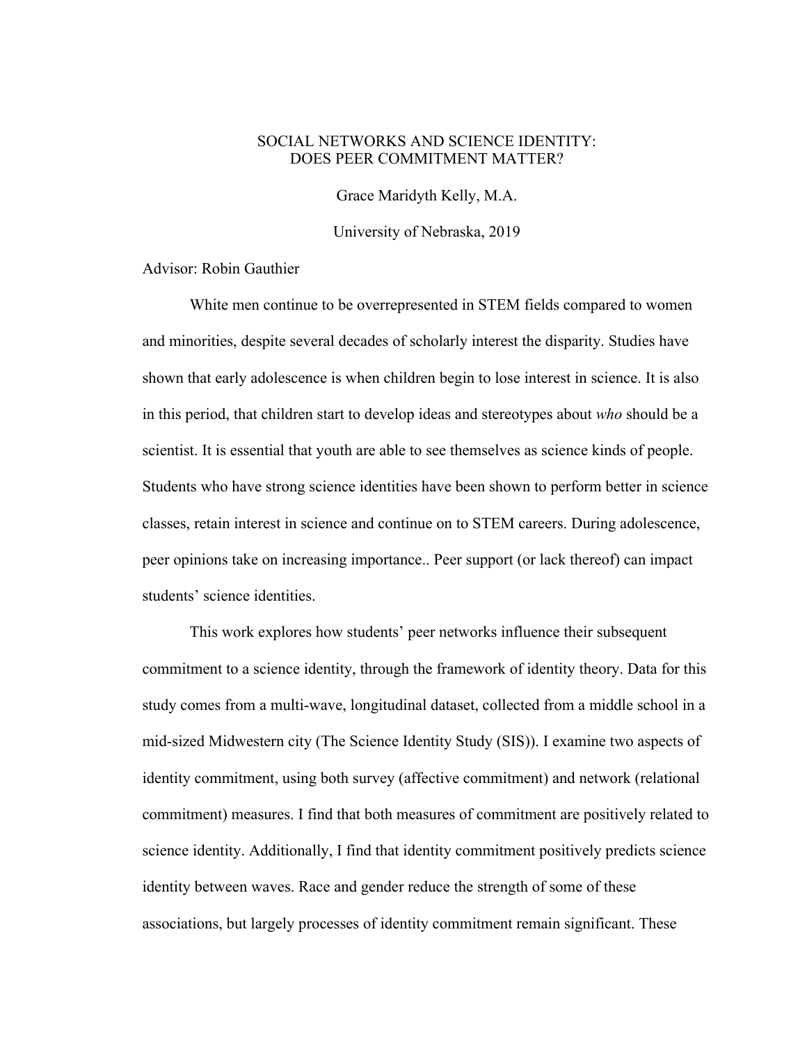SOCIAL NETWORKS AND SCIENCE IDENTITY:
DOES PEER COMMITMENT MATTER?

Grace Maridyth Kelly, M.A.

University of Nebraska, 2019

Advisor: Robin Gauthier

White men continue to be overrepresented in STEM fields compared to women and minorities, despite several decades of scholarly interest the disparity. Studies have shown that early adolescence is when children begin to lose interest in science. It is also in this period, that children start to develop ideas and stereotypes about *who* should be a scientist. It is essential that youth are able to see themselves as science kinds of people. Students who have strong science identities have been shown to perform better in science classes, retain interest in science and continue on to STEM careers. During adolescence, peer opinions take on increasing importance.. Peer support (or lack thereof) can impact students' science identities.

This work explores how students' peer networks influence their subsequent commitment to a science identity, through the framework of identity theory. Data for this study comes from a multi-wave, longitudinal dataset, collected from a middle school in a mid-sized Midwestern city (The Science Identity Study (SIS)). I examine two aspects of identity commitment, using both survey (affective commitment) and network (relational commitment) measures. I find that both measures of commitment are positively related to science identity. Additionally, I find that identity commitment positively predicts science identity between waves. Race and gender reduce the strength of some of these associations, but largely processes of identity commitment remain significant. These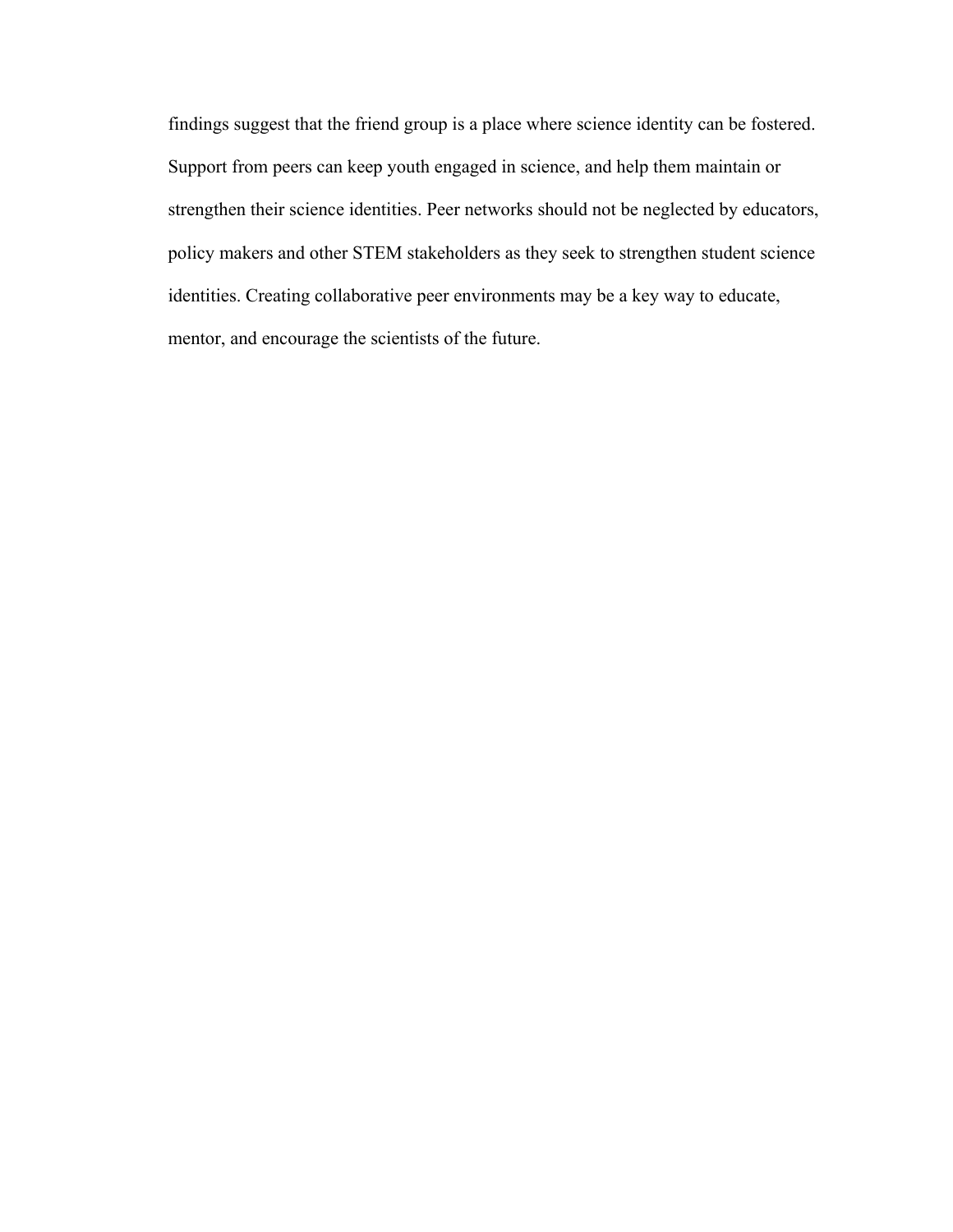findings suggest that the friend group is a place where science identity can be fostered. Support from peers can keep youth engaged in science, and help them maintain or strengthen their science identities. Peer networks should not be neglected by educators, policy makers and other STEM stakeholders as they seek to strengthen student science identities. Creating collaborative peer environments may be a key way to educate, mentor, and encourage the scientists of the future.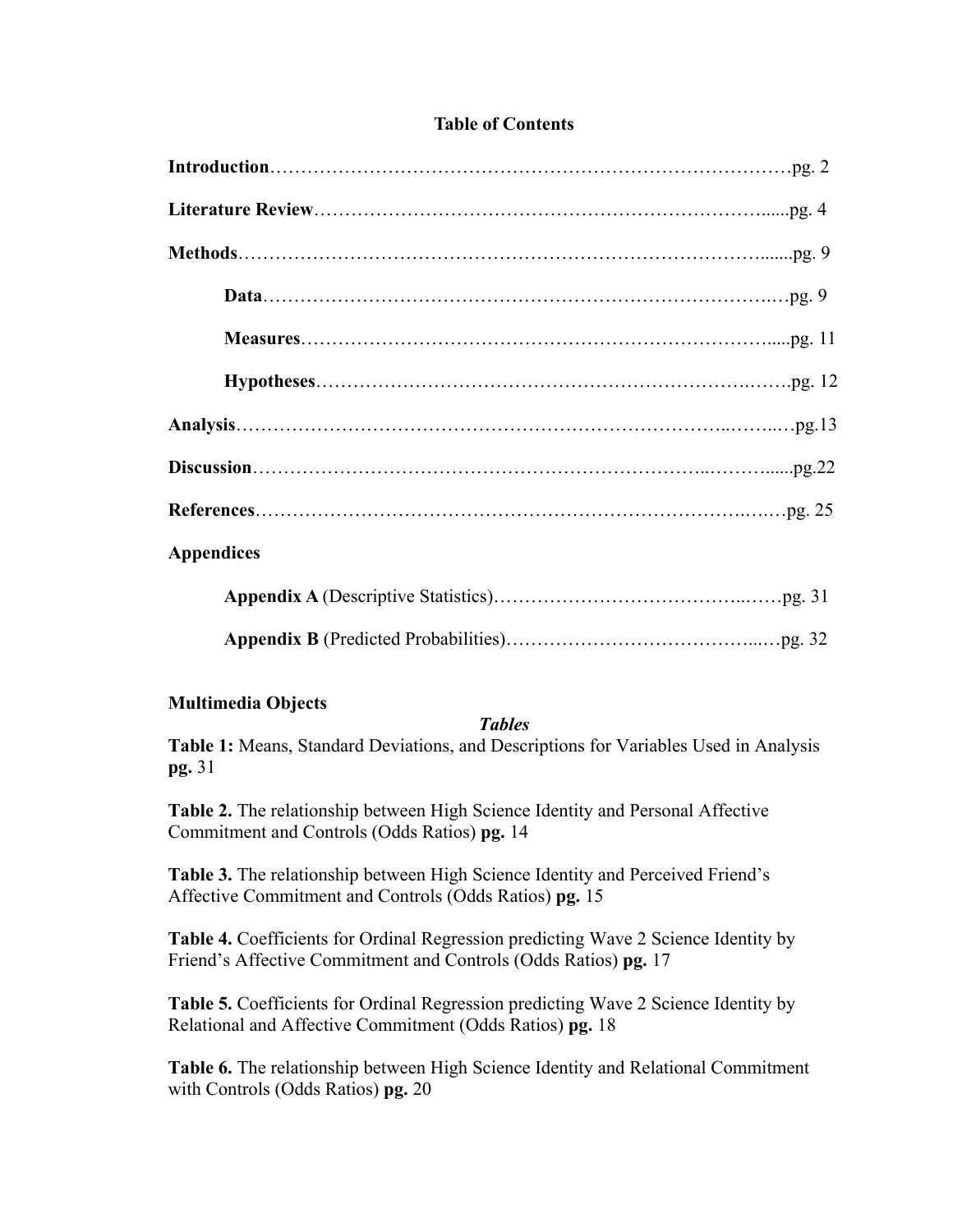## Table of Contents

**Introduction**……………………………………………………………………………pg. 2

**Literature Review**……………………………………………………………….....pg. 4

**Methods**………………………………………………………………………….......pg. 9

&nbsp;&nbsp;&nbsp;&nbsp;**Data**………………………………………………………………….…pg. 9

&nbsp;&nbsp;&nbsp;&nbsp;**Measures**……………………………………………………………....pg. 11

&nbsp;&nbsp;&nbsp;&nbsp;**Hypotheses**…………………………………………………….…….pg. 12

**Analysis**…………………………………………………………………..……..…pg.13

**Discussion**……………………………………………………………..……….....pg.22

**References**……………………………………………………………….….…pg. 25

**Appendices**

&nbsp;&nbsp;&nbsp;&nbsp;**Appendix A** (Descriptive Statistics)………………………………..……pg. 31

&nbsp;&nbsp;&nbsp;&nbsp;**Appendix B** (Predicted Probabilities)………………………………...…pg. 32

**Multimedia Objects**

***Tables***

**Table 1:** Means, Standard Deviations, and Descriptions for Variables Used in Analysis **pg.** 31

**Table 2.** The relationship between High Science Identity and Personal Affective Commitment and Controls (Odds Ratios) **pg.** 14

**Table 3.** The relationship between High Science Identity and Perceived Friend's Affective Commitment and Controls (Odds Ratios) **pg.** 15

**Table 4.** Coefficients for Ordinal Regression predicting Wave 2 Science Identity by Friend's Affective Commitment and Controls (Odds Ratios) **pg.** 17

**Table 5.** Coefficients for Ordinal Regression predicting Wave 2 Science Identity by Relational and Affective Commitment (Odds Ratios) **pg.** 18

**Table 6.** The relationship between High Science Identity and Relational Commitment with Controls (Odds Ratios) **pg.** 20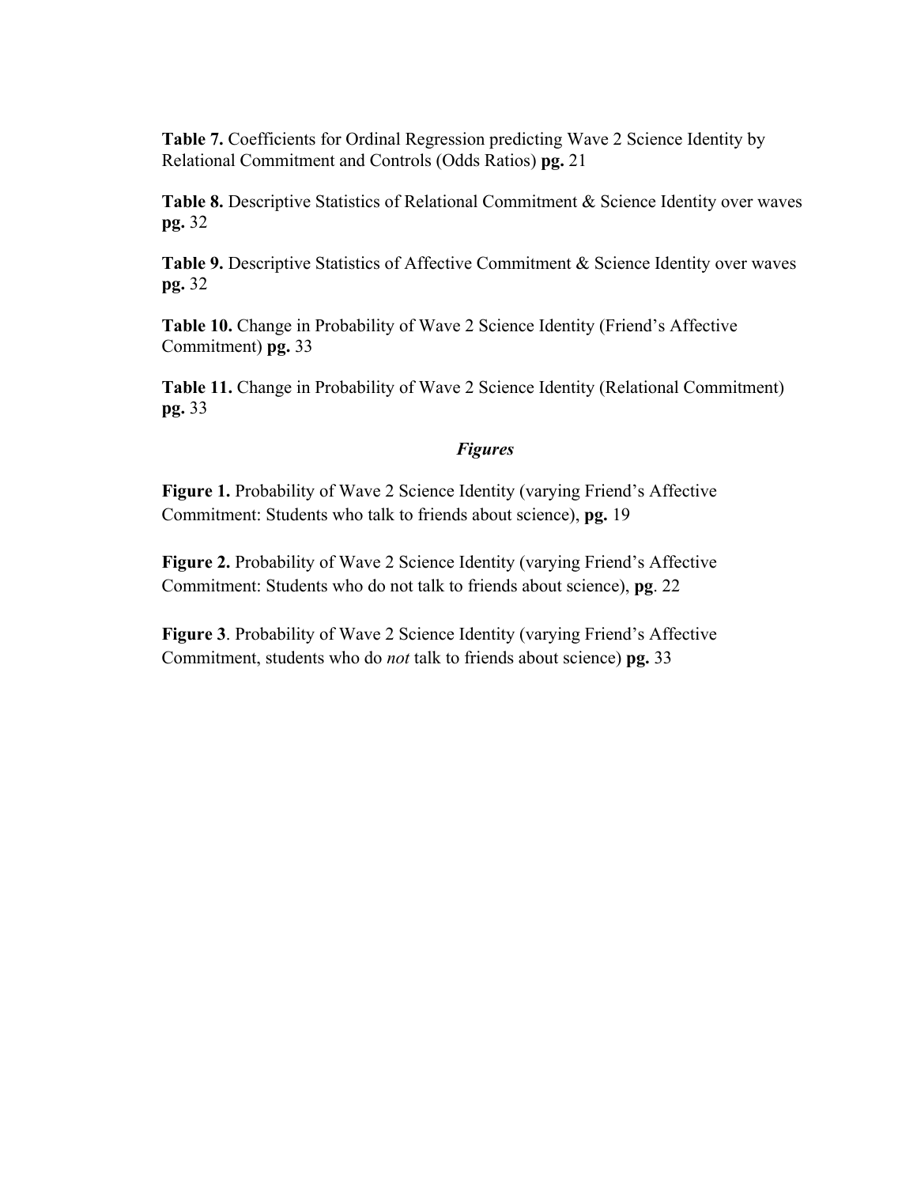**Table 7.** Coefficients for Ordinal Regression predicting Wave 2 Science Identity by Relational Commitment and Controls (Odds Ratios) **pg.** 21

**Table 8.** Descriptive Statistics of Relational Commitment & Science Identity over waves **pg.** 32

**Table 9.** Descriptive Statistics of Affective Commitment & Science Identity over waves **pg.** 32

**Table 10.** Change in Probability of Wave 2 Science Identity (Friend's Affective Commitment) **pg.** 33

**Table 11.** Change in Probability of Wave 2 Science Identity (Relational Commitment) **pg.** 33

### *Figures*

**Figure 1.** Probability of Wave 2 Science Identity (varying Friend's Affective Commitment: Students who talk to friends about science), **pg.** 19

**Figure 2.** Probability of Wave 2 Science Identity (varying Friend's Affective Commitment: Students who do not talk to friends about science), **pg**. 22

**Figure 3**. Probability of Wave 2 Science Identity (varying Friend's Affective Commitment, students who do *not* talk to friends about science) **pg.** 33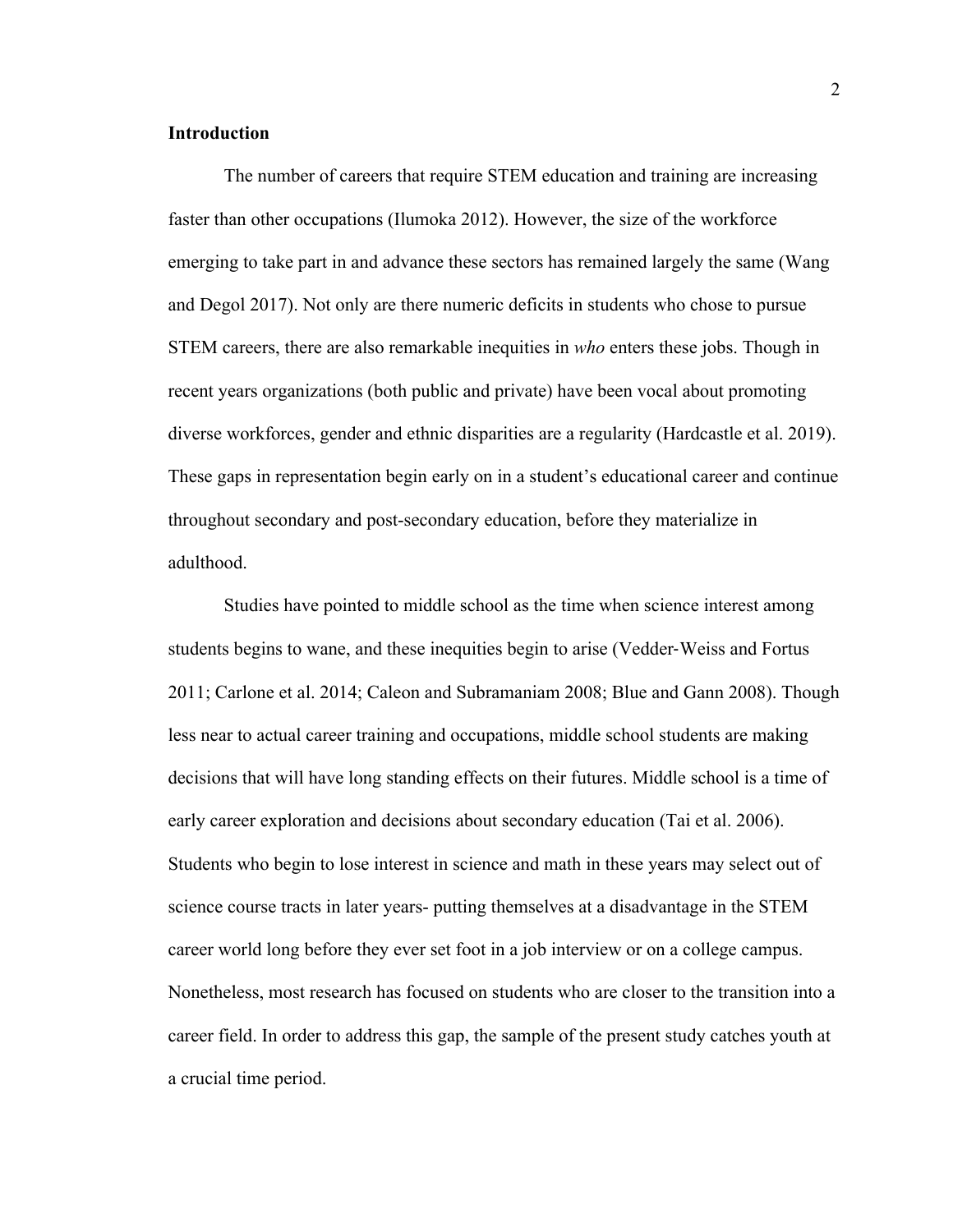**Introduction**

The number of careers that require STEM education and training are increasing faster than other occupations (Ilumoka 2012). However, the size of the workforce emerging to take part in and advance these sectors has remained largely the same (Wang and Degol 2017). Not only are there numeric deficits in students who chose to pursue STEM careers, there are also remarkable inequities in *who* enters these jobs. Though in recent years organizations (both public and private) have been vocal about promoting diverse workforces, gender and ethnic disparities are a regularity (Hardcastle et al. 2019). These gaps in representation begin early on in a student's educational career and continue throughout secondary and post-secondary education, before they materialize in adulthood.

Studies have pointed to middle school as the time when science interest among students begins to wane, and these inequities begin to arise (Vedder-Weiss and Fortus 2011; Carlone et al. 2014; Caleon and Subramaniam 2008; Blue and Gann 2008). Though less near to actual career training and occupations, middle school students are making decisions that will have long standing effects on their futures. Middle school is a time of early career exploration and decisions about secondary education (Tai et al. 2006). Students who begin to lose interest in science and math in these years may select out of science course tracts in later years- putting themselves at a disadvantage in the STEM career world long before they ever set foot in a job interview or on a college campus. Nonetheless, most research has focused on students who are closer to the transition into a career field. In order to address this gap, the sample of the present study catches youth at a crucial time period.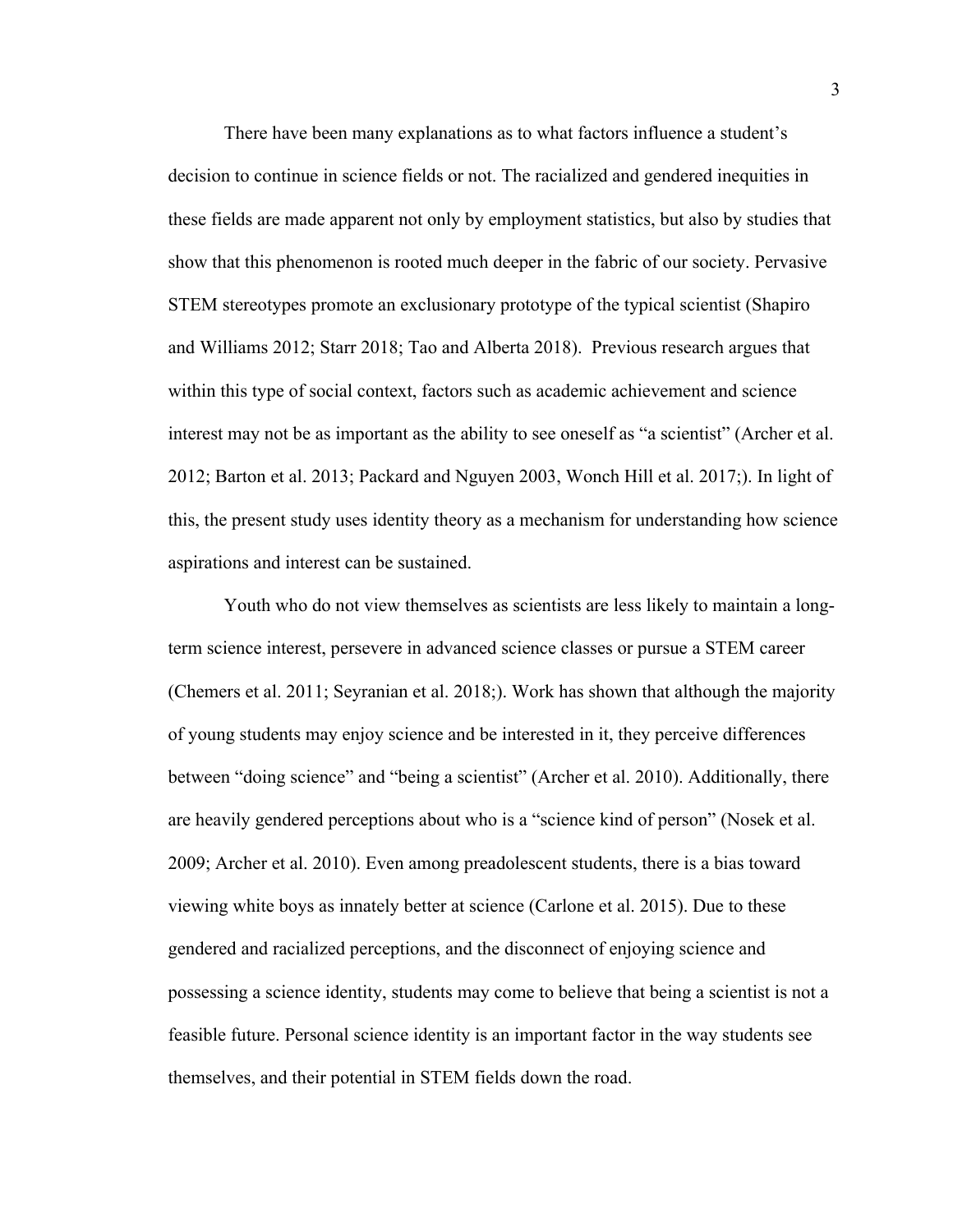There have been many explanations as to what factors influence a student's decision to continue in science fields or not. The racialized and gendered inequities in these fields are made apparent not only by employment statistics, but also by studies that show that this phenomenon is rooted much deeper in the fabric of our society. Pervasive STEM stereotypes promote an exclusionary prototype of the typical scientist (Shapiro and Williams 2012; Starr 2018; Tao and Alberta 2018). Previous research argues that within this type of social context, factors such as academic achievement and science interest may not be as important as the ability to see oneself as "a scientist" (Archer et al. 2012; Barton et al. 2013; Packard and Nguyen 2003, Wonch Hill et al. 2017;). In light of this, the present study uses identity theory as a mechanism for understanding how science aspirations and interest can be sustained.

Youth who do not view themselves as scientists are less likely to maintain a long-term science interest, persevere in advanced science classes or pursue a STEM career (Chemers et al. 2011; Seyranian et al. 2018;). Work has shown that although the majority of young students may enjoy science and be interested in it, they perceive differences between "doing science" and "being a scientist" (Archer et al. 2010). Additionally, there are heavily gendered perceptions about who is a "science kind of person" (Nosek et al. 2009; Archer et al. 2010). Even among preadolescent students, there is a bias toward viewing white boys as innately better at science (Carlone et al. 2015). Due to these gendered and racialized perceptions, and the disconnect of enjoying science and possessing a science identity, students may come to believe that being a scientist is not a feasible future. Personal science identity is an important factor in the way students see themselves, and their potential in STEM fields down the road.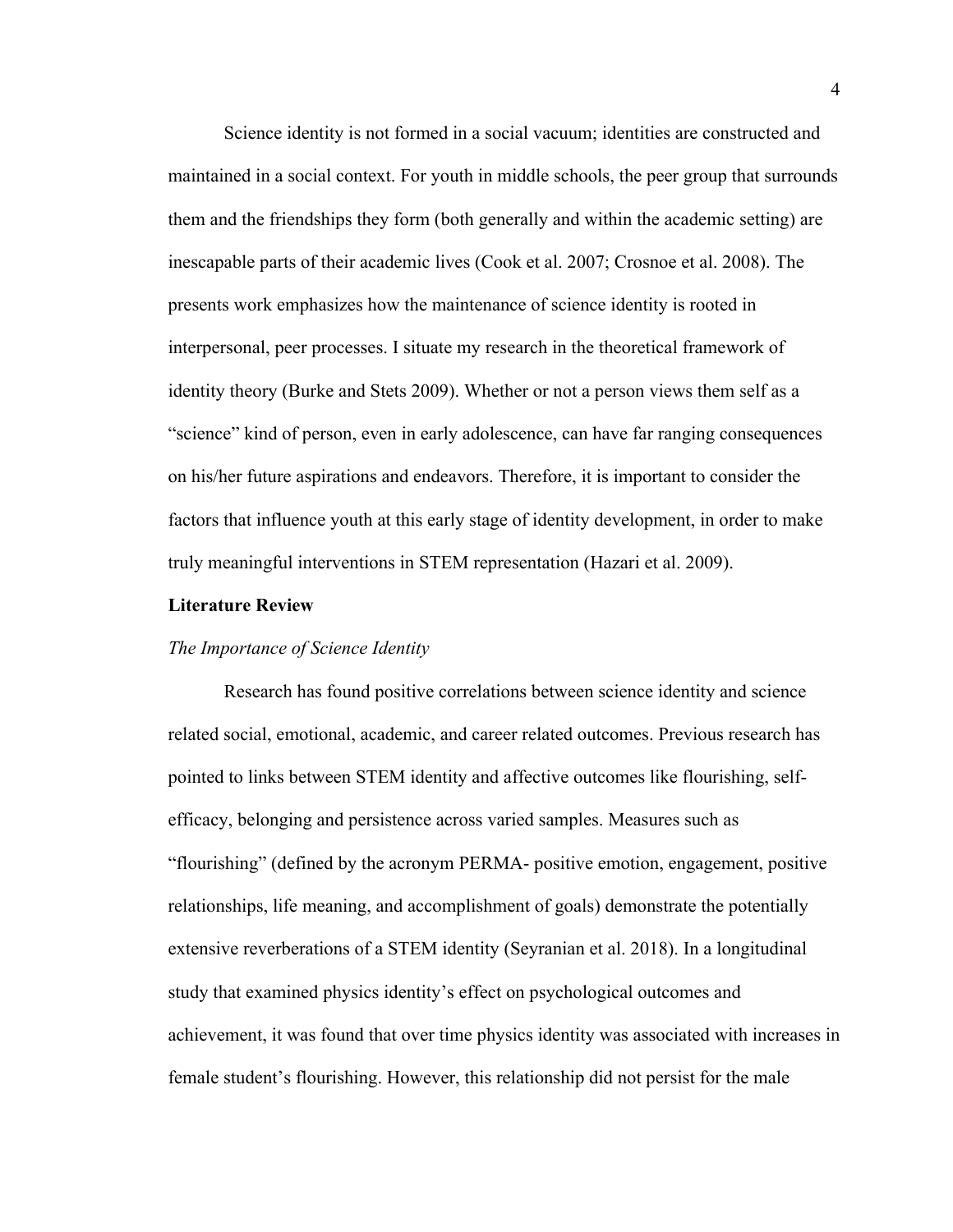Science identity is not formed in a social vacuum; identities are constructed and maintained in a social context. For youth in middle schools, the peer group that surrounds them and the friendships they form (both generally and within the academic setting) are inescapable parts of their academic lives (Cook et al. 2007; Crosnoe et al. 2008). The presents work emphasizes how the maintenance of science identity is rooted in interpersonal, peer processes. I situate my research in the theoretical framework of identity theory (Burke and Stets 2009). Whether or not a person views them self as a "science" kind of person, even in early adolescence, can have far ranging consequences on his/her future aspirations and endeavors. Therefore, it is important to consider the factors that influence youth at this early stage of identity development, in order to make truly meaningful interventions in STEM representation (Hazari et al. 2009).

## Literature Review

### *The Importance of Science Identity*

Research has found positive correlations between science identity and science related social, emotional, academic, and career related outcomes. Previous research has pointed to links between STEM identity and affective outcomes like flourishing, self-efficacy, belonging and persistence across varied samples. Measures such as "flourishing" (defined by the acronym PERMA- positive emotion, engagement, positive relationships, life meaning, and accomplishment of goals) demonstrate the potentially extensive reverberations of a STEM identity (Seyranian et al. 2018). In a longitudinal study that examined physics identity's effect on psychological outcomes and achievement, it was found that over time physics identity was associated with increases in female student's flourishing. However, this relationship did not persist for the male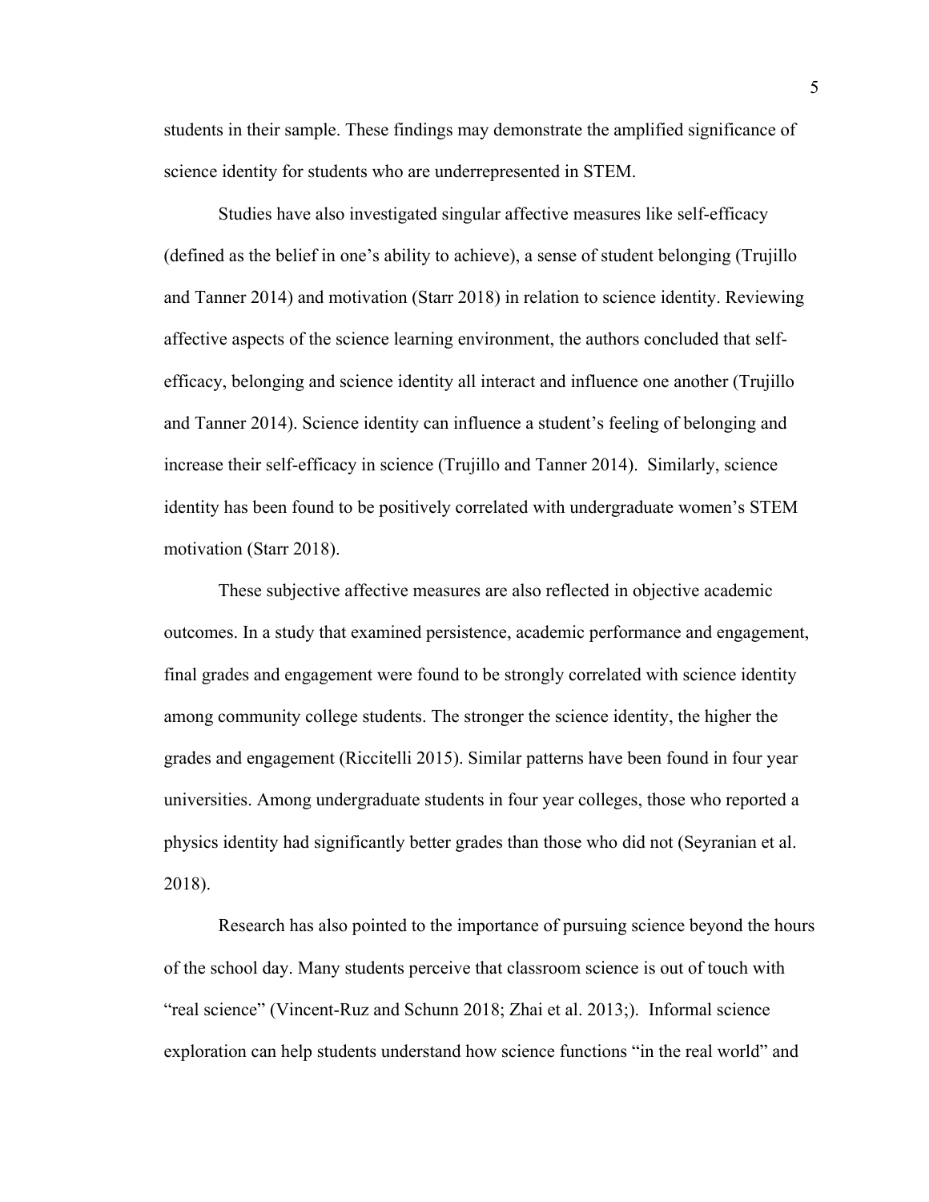students in their sample. These findings may demonstrate the amplified significance of science identity for students who are underrepresented in STEM.

Studies have also investigated singular affective measures like self-efficacy (defined as the belief in one's ability to achieve), a sense of student belonging (Trujillo and Tanner 2014) and motivation (Starr 2018) in relation to science identity. Reviewing affective aspects of the science learning environment, the authors concluded that self-efficacy, belonging and science identity all interact and influence one another (Trujillo and Tanner 2014). Science identity can influence a student's feeling of belonging and increase their self-efficacy in science (Trujillo and Tanner 2014). Similarly, science identity has been found to be positively correlated with undergraduate women's STEM motivation (Starr 2018).

These subjective affective measures are also reflected in objective academic outcomes. In a study that examined persistence, academic performance and engagement, final grades and engagement were found to be strongly correlated with science identity among community college students. The stronger the science identity, the higher the grades and engagement (Riccitelli 2015). Similar patterns have been found in four year universities. Among undergraduate students in four year colleges, those who reported a physics identity had significantly better grades than those who did not (Seyranian et al. 2018).

Research has also pointed to the importance of pursuing science beyond the hours of the school day. Many students perceive that classroom science is out of touch with "real science" (Vincent-Ruz and Schunn 2018; Zhai et al. 2013;). Informal science exploration can help students understand how science functions "in the real world" and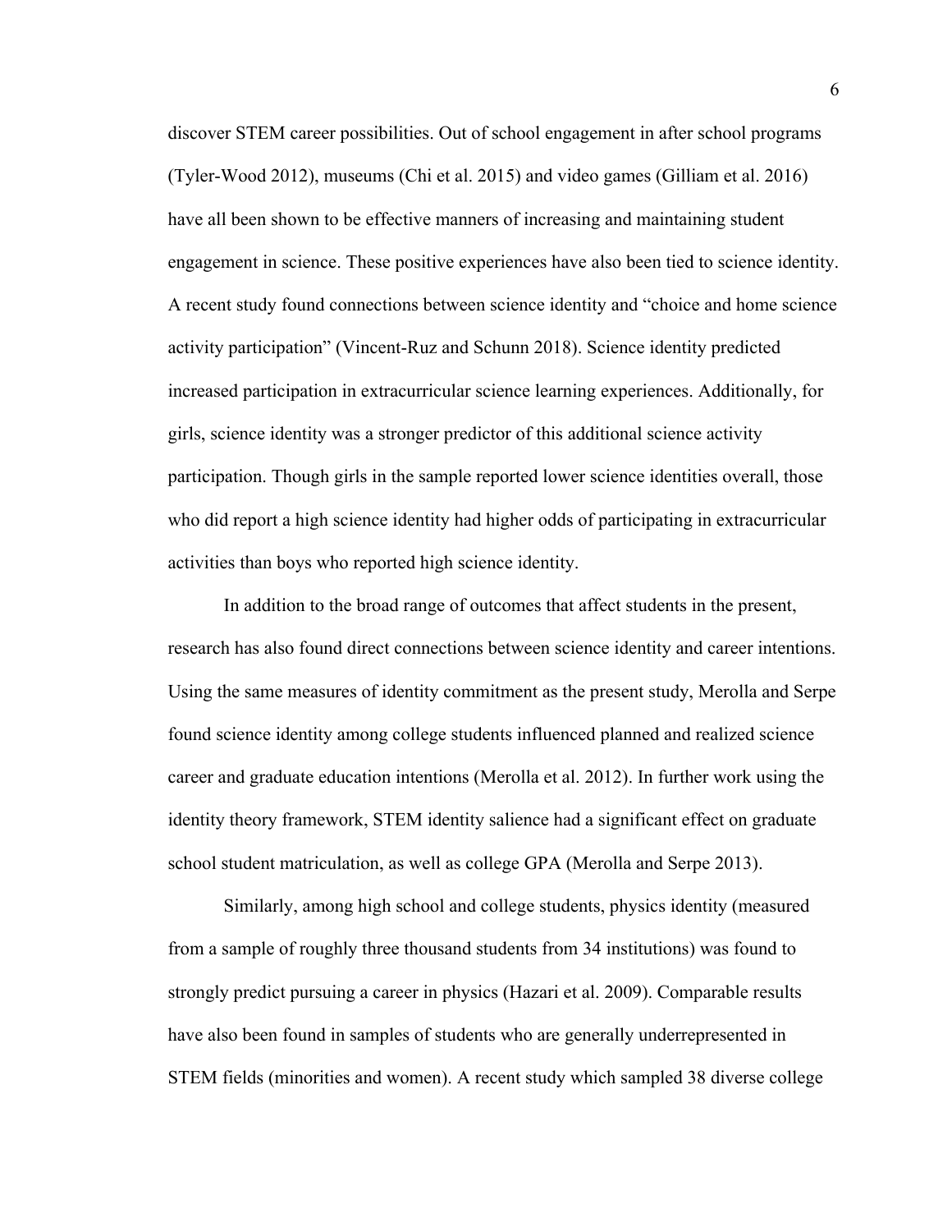discover STEM career possibilities. Out of school engagement in after school programs (Tyler-Wood 2012), museums (Chi et al. 2015) and video games (Gilliam et al. 2016) have all been shown to be effective manners of increasing and maintaining student engagement in science. These positive experiences have also been tied to science identity. A recent study found connections between science identity and "choice and home science activity participation" (Vincent-Ruz and Schunn 2018). Science identity predicted increased participation in extracurricular science learning experiences. Additionally, for girls, science identity was a stronger predictor of this additional science activity participation. Though girls in the sample reported lower science identities overall, those who did report a high science identity had higher odds of participating in extracurricular activities than boys who reported high science identity.

In addition to the broad range of outcomes that affect students in the present, research has also found direct connections between science identity and career intentions. Using the same measures of identity commitment as the present study, Merolla and Serpe found science identity among college students influenced planned and realized science career and graduate education intentions (Merolla et al. 2012). In further work using the identity theory framework, STEM identity salience had a significant effect on graduate school student matriculation, as well as college GPA (Merolla and Serpe 2013).

Similarly, among high school and college students, physics identity (measured from a sample of roughly three thousand students from 34 institutions) was found to strongly predict pursuing a career in physics (Hazari et al. 2009). Comparable results have also been found in samples of students who are generally underrepresented in STEM fields (minorities and women). A recent study which sampled 38 diverse college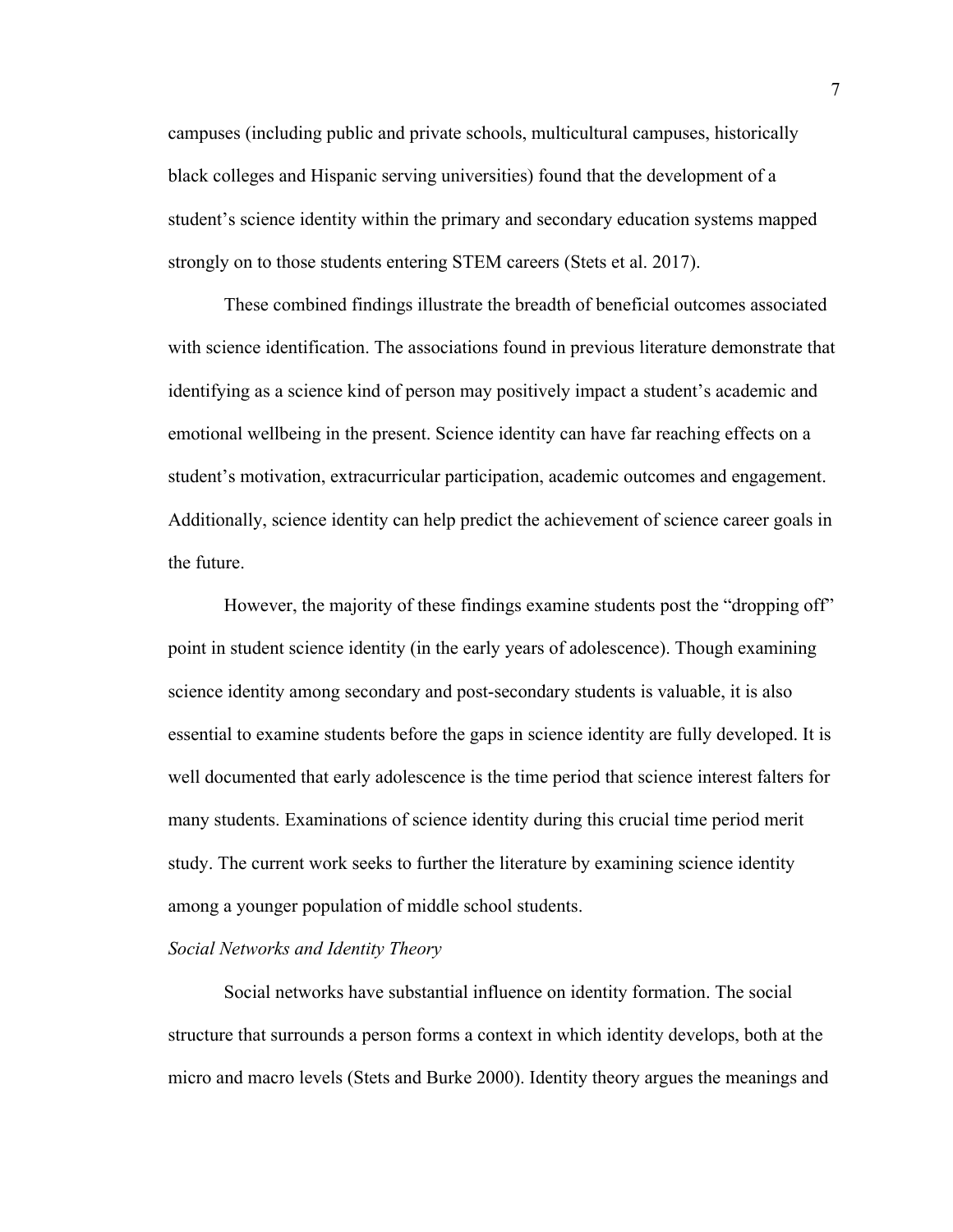campuses (including public and private schools, multicultural campuses, historically black colleges and Hispanic serving universities) found that the development of a student's science identity within the primary and secondary education systems mapped strongly on to those students entering STEM careers (Stets et al. 2017).

These combined findings illustrate the breadth of beneficial outcomes associated with science identification. The associations found in previous literature demonstrate that identifying as a science kind of person may positively impact a student's academic and emotional wellbeing in the present. Science identity can have far reaching effects on a student's motivation, extracurricular participation, academic outcomes and engagement. Additionally, science identity can help predict the achievement of science career goals in the future.

However, the majority of these findings examine students post the "dropping off" point in student science identity (in the early years of adolescence). Though examining science identity among secondary and post-secondary students is valuable, it is also essential to examine students before the gaps in science identity are fully developed. It is well documented that early adolescence is the time period that science interest falters for many students. Examinations of science identity during this crucial time period merit study. The current work seeks to further the literature by examining science identity among a younger population of middle school students.

*Social Networks and Identity Theory*

Social networks have substantial influence on identity formation. The social structure that surrounds a person forms a context in which identity develops, both at the micro and macro levels (Stets and Burke 2000). Identity theory argues the meanings and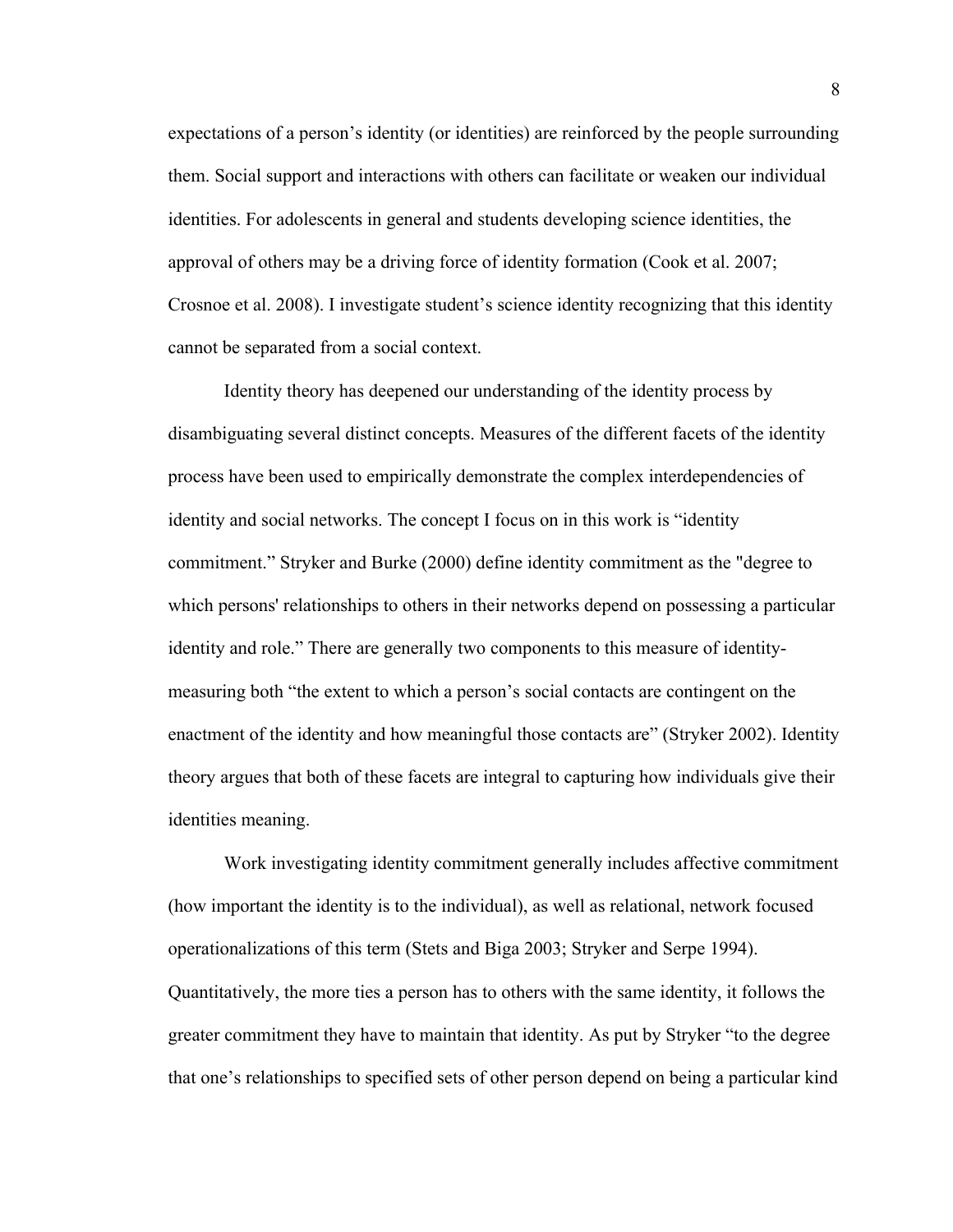expectations of a person's identity (or identities) are reinforced by the people surrounding them. Social support and interactions with others can facilitate or weaken our individual identities. For adolescents in general and students developing science identities, the approval of others may be a driving force of identity formation (Cook et al. 2007; Crosnoe et al. 2008). I investigate student's science identity recognizing that this identity cannot be separated from a social context.

Identity theory has deepened our understanding of the identity process by disambiguating several distinct concepts. Measures of the different facets of the identity process have been used to empirically demonstrate the complex interdependencies of identity and social networks. The concept I focus on in this work is "identity commitment." Stryker and Burke (2000) define identity commitment as the "degree to which persons' relationships to others in their networks depend on possessing a particular identity and role." There are generally two components to this measure of identity-measuring both "the extent to which a person's social contacts are contingent on the enactment of the identity and how meaningful those contacts are" (Stryker 2002). Identity theory argues that both of these facets are integral to capturing how individuals give their identities meaning.

Work investigating identity commitment generally includes affective commitment (how important the identity is to the individual), as well as relational, network focused operationalizations of this term (Stets and Biga 2003; Stryker and Serpe 1994). Quantitatively, the more ties a person has to others with the same identity, it follows the greater commitment they have to maintain that identity. As put by Stryker "to the degree that one's relationships to specified sets of other person depend on being a particular kind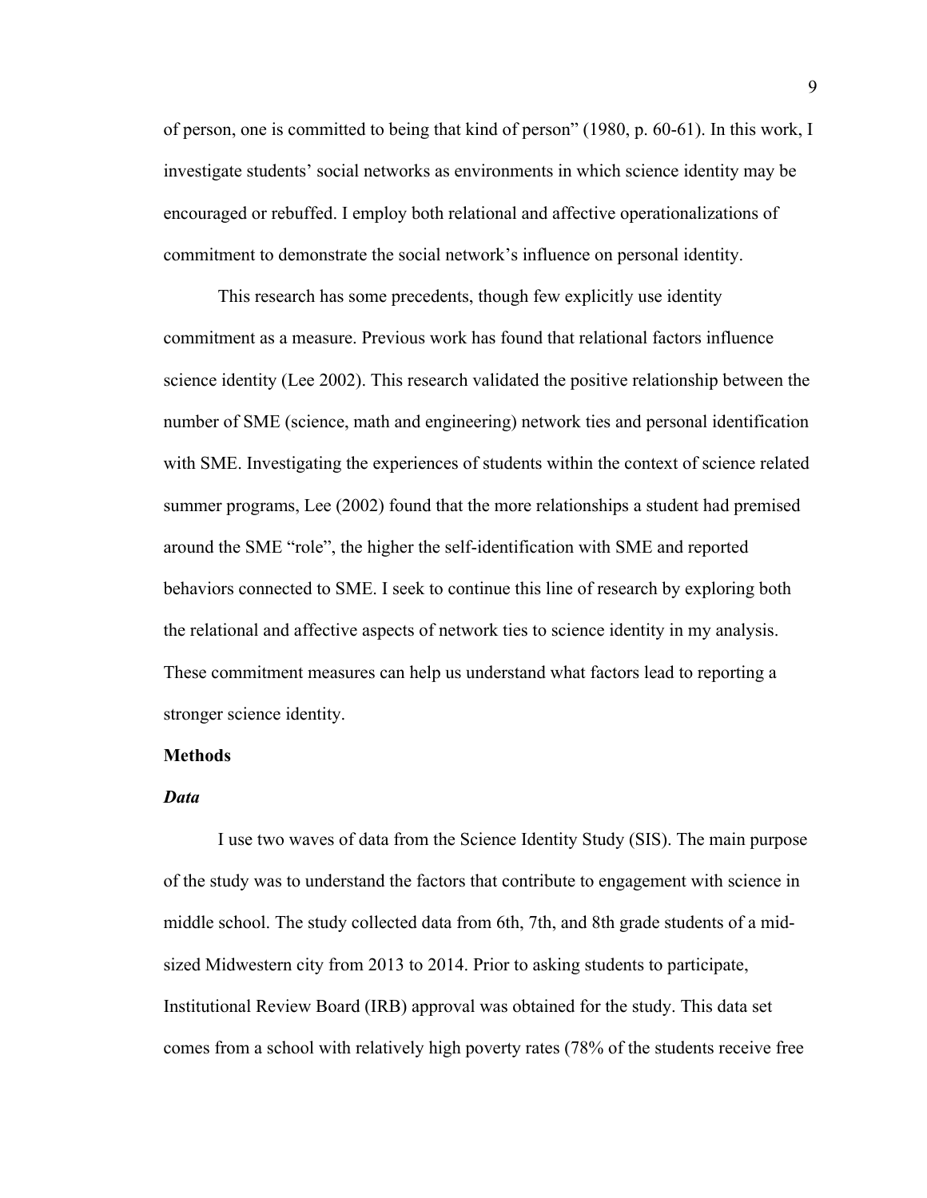of person, one is committed to being that kind of person" (1980, p. 60-61). In this work, I investigate students' social networks as environments in which science identity may be encouraged or rebuffed. I employ both relational and affective operationalizations of commitment to demonstrate the social network's influence on personal identity.

This research has some precedents, though few explicitly use identity commitment as a measure. Previous work has found that relational factors influence science identity (Lee 2002). This research validated the positive relationship between the number of SME (science, math and engineering) network ties and personal identification with SME. Investigating the experiences of students within the context of science related summer programs, Lee (2002) found that the more relationships a student had premised around the SME "role", the higher the self-identification with SME and reported behaviors connected to SME. I seek to continue this line of research by exploring both the relational and affective aspects of network ties to science identity in my analysis. These commitment measures can help us understand what factors lead to reporting a stronger science identity.

## Methods

### *Data*

I use two waves of data from the Science Identity Study (SIS). The main purpose of the study was to understand the factors that contribute to engagement with science in middle school. The study collected data from 6th, 7th, and 8th grade students of a mid-sized Midwestern city from 2013 to 2014. Prior to asking students to participate, Institutional Review Board (IRB) approval was obtained for the study. This data set comes from a school with relatively high poverty rates (78% of the students receive free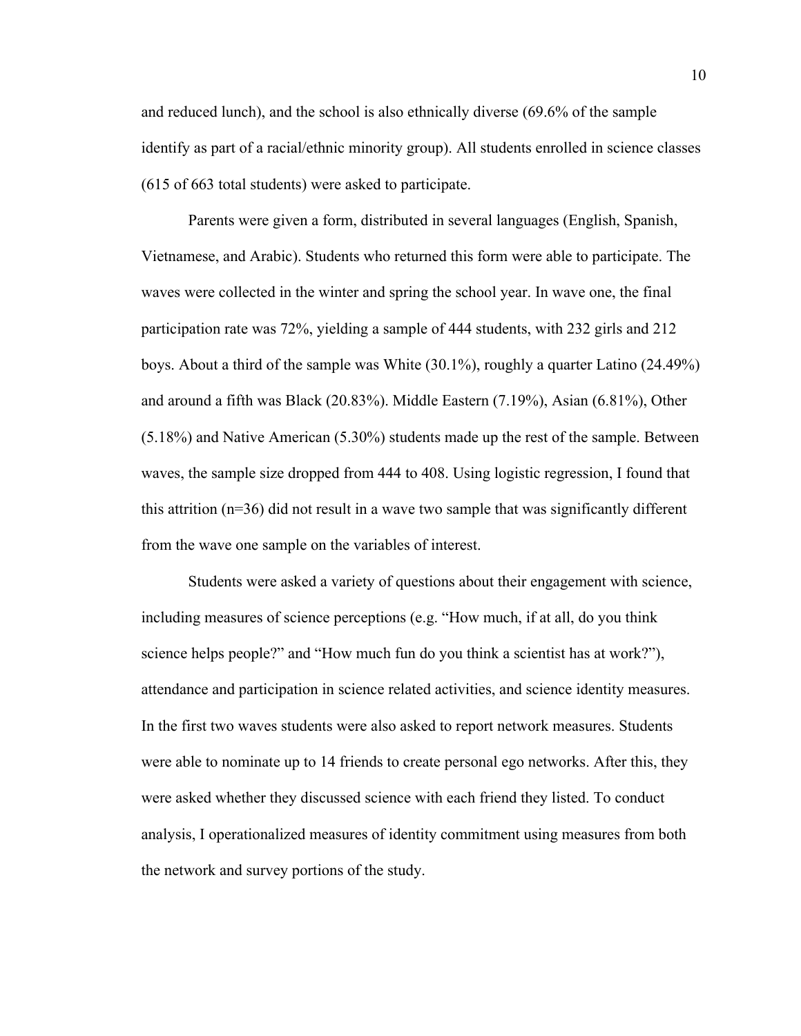and reduced lunch), and the school is also ethnically diverse (69.6% of the sample identify as part of a racial/ethnic minority group). All students enrolled in science classes (615 of 663 total students) were asked to participate.

Parents were given a form, distributed in several languages (English, Spanish, Vietnamese, and Arabic). Students who returned this form were able to participate. The waves were collected in the winter and spring the school year. In wave one, the final participation rate was 72%, yielding a sample of 444 students, with 232 girls and 212 boys. About a third of the sample was White (30.1%), roughly a quarter Latino (24.49%) and around a fifth was Black (20.83%). Middle Eastern (7.19%), Asian (6.81%), Other (5.18%) and Native American (5.30%) students made up the rest of the sample. Between waves, the sample size dropped from 444 to 408. Using logistic regression, I found that this attrition (n=36) did not result in a wave two sample that was significantly different from the wave one sample on the variables of interest.

Students were asked a variety of questions about their engagement with science, including measures of science perceptions (e.g. "How much, if at all, do you think science helps people?" and "How much fun do you think a scientist has at work?"), attendance and participation in science related activities, and science identity measures. In the first two waves students were also asked to report network measures. Students were able to nominate up to 14 friends to create personal ego networks. After this, they were asked whether they discussed science with each friend they listed. To conduct analysis, I operationalized measures of identity commitment using measures from both the network and survey portions of the study.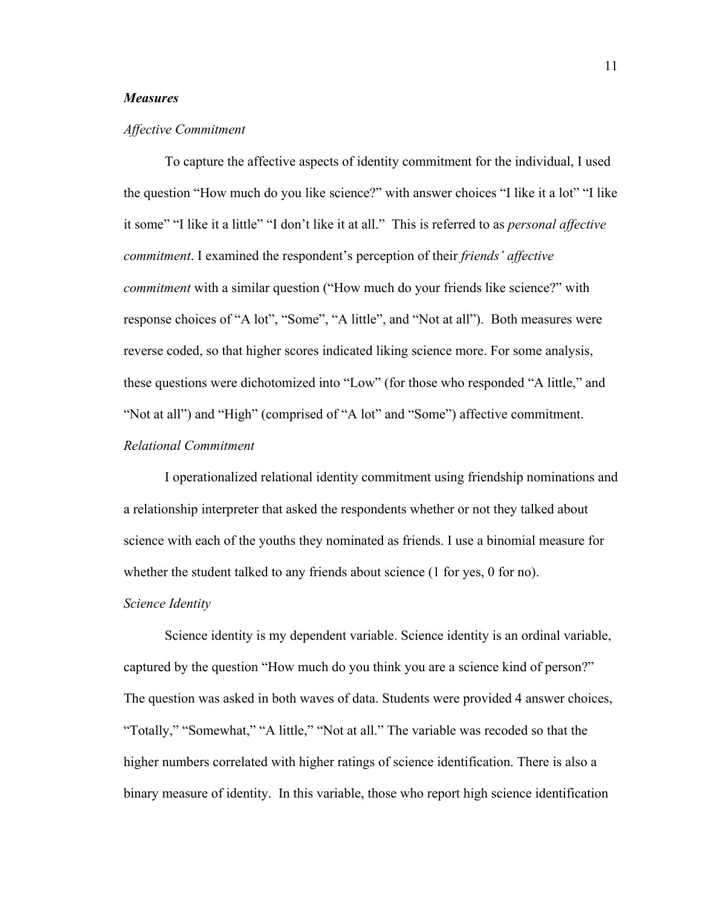### ***Measures***

#### *Affective Commitment*

To capture the affective aspects of identity commitment for the individual, I used the question "How much do you like science?" with answer choices "I like it a lot" "I like it some" "I like it a little" "I don't like it at all." This is referred to as *personal affective commitment*. I examined the respondent's perception of their *friends' affective commitment* with a similar question ("How much do your friends like science?" with response choices of "A lot", "Some", "A little", and "Not at all"). Both measures were reverse coded, so that higher scores indicated liking science more. For some analysis, these questions were dichotomized into "Low" (for those who responded "A little," and "Not at all") and "High" (comprised of "A lot" and "Some") affective commitment.

#### *Relational Commitment*

I operationalized relational identity commitment using friendship nominations and a relationship interpreter that asked the respondents whether or not they talked about science with each of the youths they nominated as friends. I use a binomial measure for whether the student talked to any friends about science (1 for yes, 0 for no).

#### *Science Identity*

Science identity is my dependent variable. Science identity is an ordinal variable, captured by the question "How much do you think you are a science kind of person?" The question was asked in both waves of data. Students were provided 4 answer choices, "Totally," "Somewhat," "A little," "Not at all." The variable was recoded so that the higher numbers correlated with higher ratings of science identification. There is also a binary measure of identity. In this variable, those who report high science identification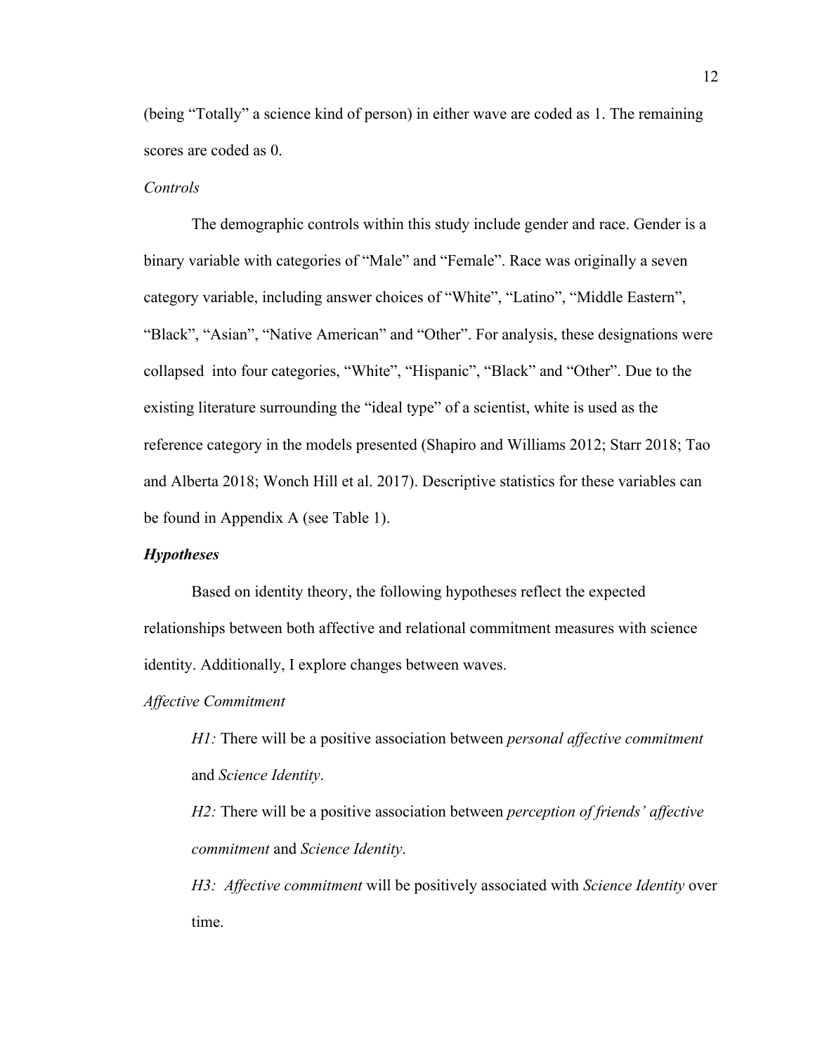(being "Totally" a science kind of person) in either wave are coded as 1. The remaining scores are coded as 0.

*Controls*

The demographic controls within this study include gender and race. Gender is a binary variable with categories of "Male" and "Female". Race was originally a seven category variable, including answer choices of "White", "Latino", "Middle Eastern", "Black", "Asian", "Native American" and "Other". For analysis, these designations were collapsed into four categories, "White", "Hispanic", "Black" and "Other". Due to the existing literature surrounding the "ideal type" of a scientist, white is used as the reference category in the models presented (Shapiro and Williams 2012; Starr 2018; Tao and Alberta 2018; Wonch Hill et al. 2017). Descriptive statistics for these variables can be found in Appendix A (see Table 1).

### ***Hypotheses***

Based on identity theory, the following hypotheses reflect the expected relationships between both affective and relational commitment measures with science identity. Additionally, I explore changes between waves.

*Affective Commitment*

*H1:* There will be a positive association between *personal affective commitment* and *Science Identity*.

*H2:* There will be a positive association between *perception of friends' affective commitment* and *Science Identity*.

*H3: Affective commitment* will be positively associated with *Science Identity* over time.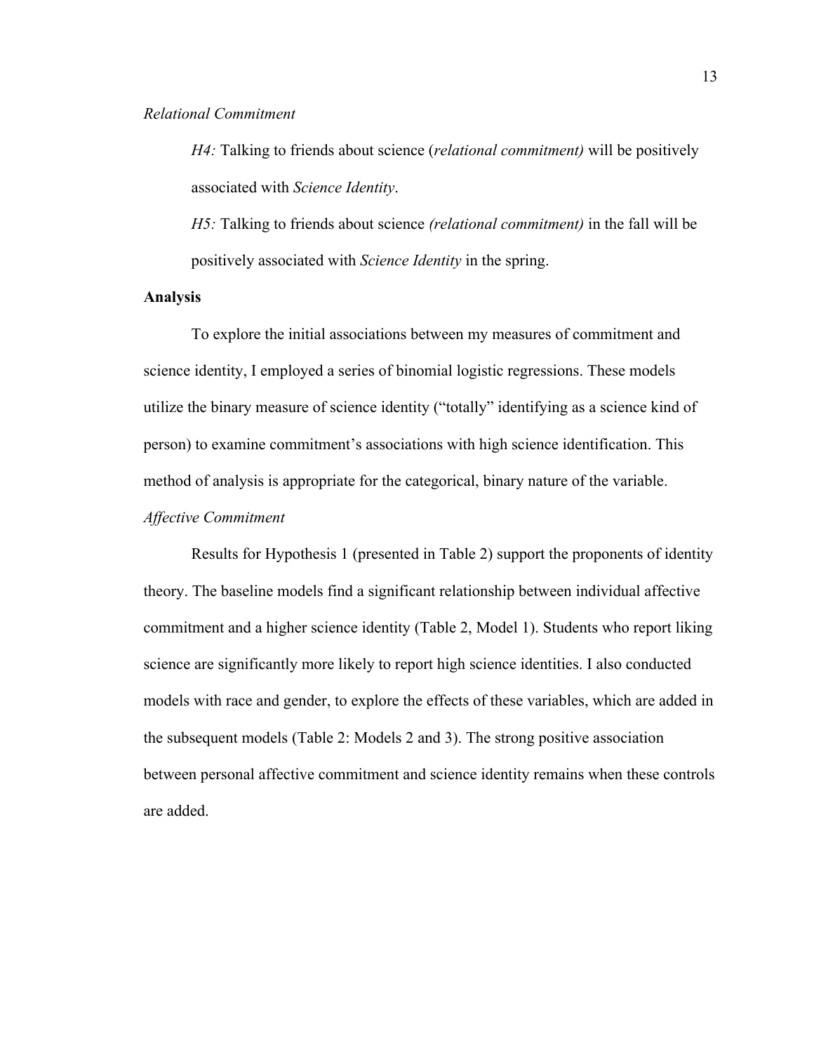*Relational Commitment*

*H4:* Talking to friends about science (*relational commitment)* will be positively associated with *Science Identity*.

*H5:* Talking to friends about science *(relational commitment)* in the fall will be positively associated with *Science Identity* in the spring.

**Analysis**

To explore the initial associations between my measures of commitment and science identity, I employed a series of binomial logistic regressions. These models utilize the binary measure of science identity ("totally" identifying as a science kind of person) to examine commitment's associations with high science identification. This method of analysis is appropriate for the categorical, binary nature of the variable.

*Affective Commitment*

Results for Hypothesis 1 (presented in Table 2) support the proponents of identity theory. The baseline models find a significant relationship between individual affective commitment and a higher science identity (Table 2, Model 1). Students who report liking science are significantly more likely to report high science identities. I also conducted models with race and gender, to explore the effects of these variables, which are added in the subsequent models (Table 2: Models 2 and 3). The strong positive association between personal affective commitment and science identity remains when these controls are added.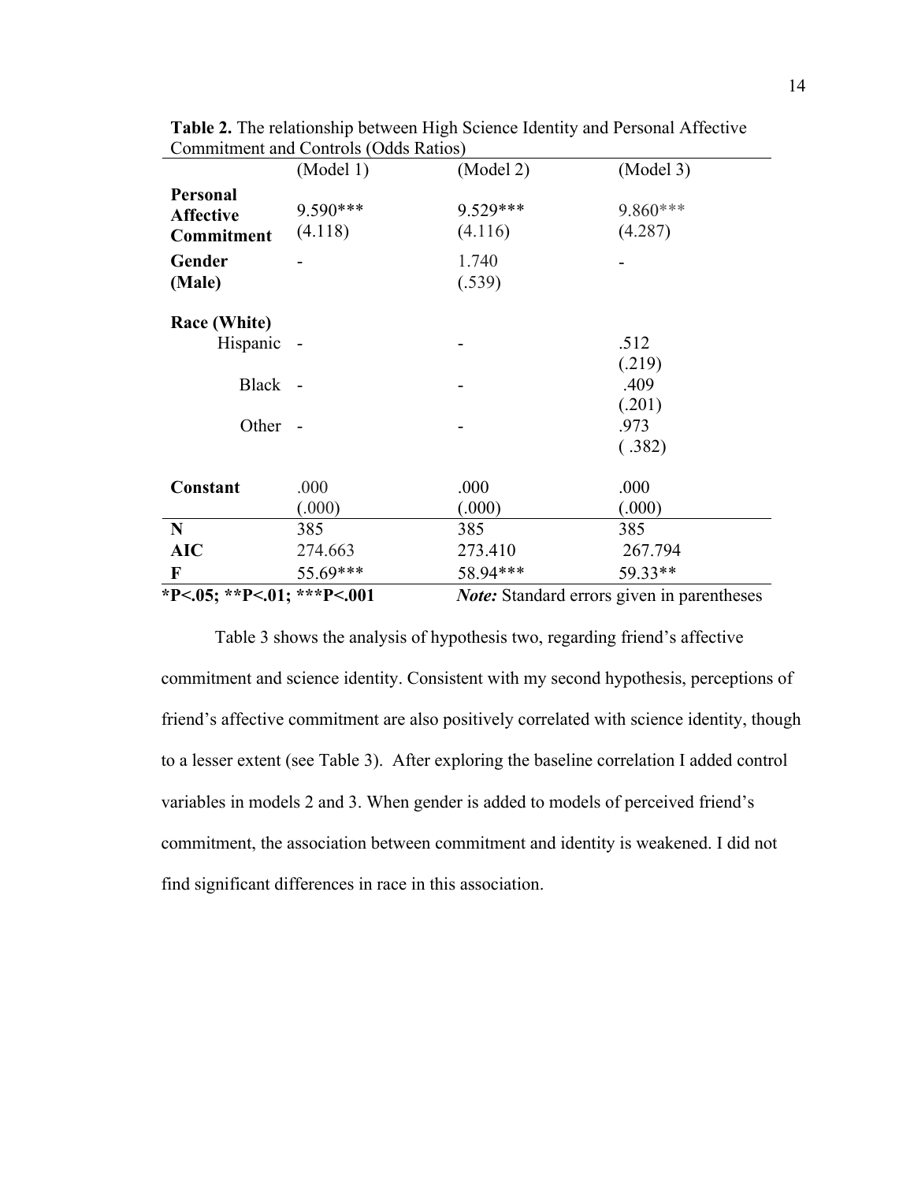**Table 2.** The relationship between High Science Identity and Personal Affective Commitment and Controls (Odds Ratios)

| | (Model 1) | (Model 2) | (Model 3) |
|---|---|---|---|
| **Personal Affective Commitment** | 9.590*** (4.118) | 9.529*** (4.116) | 9.860*** (4.287) |
| **Gender (Male)** | - | 1.740 (.539) | - |
| **Race (White)** | | | |
| Hispanic | - | - | .512 (.219) |
| Black | - | - | .409 (.201) |
| Other | - | - | .973 ( .382) |
| **Constant** | .000 (.000) | .000 (.000) | .000 (.000) |
| **N** | 385 | 385 | 385 |
| **AIC** | 274.663 | 273.410 | 267.794 |
| **F** | 55.69*** | 58.94*** | 59.33** |

**\*P<.05; \*\*P<.01; \*\*\*P<.001** *Note:* Standard errors given in parentheses

Table 3 shows the analysis of hypothesis two, regarding friend's affective commitment and science identity. Consistent with my second hypothesis, perceptions of friend's affective commitment are also positively correlated with science identity, though to a lesser extent (see Table 3). After exploring the baseline correlation I added control variables in models 2 and 3. When gender is added to models of perceived friend's commitment, the association between commitment and identity is weakened. I did not find significant differences in race in this association.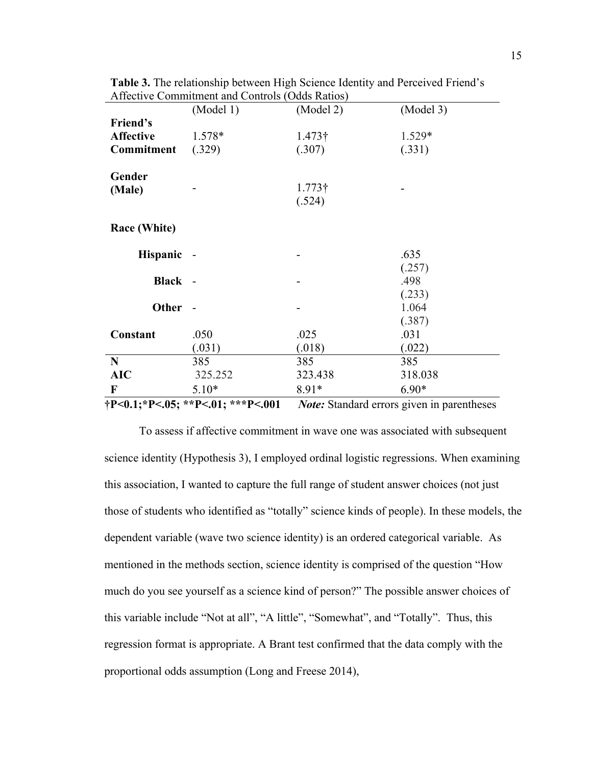**Table 3.** The relationship between High Science Identity and Perceived Friend's Affective Commitment and Controls (Odds Ratios)

| | (Model 1) | (Model 2) | (Model 3) |
|---|---|---|---|
| **Friend's Affective Commitment** | 1.578* (.329) | 1.473† (.307) | 1.529* (.331) |
| **Gender (Male)** | - | 1.773† (.524) | - |
| **Race (White)** | | | |
| **Hispanic** | - | - | .635 (.257) |
| **Black** | - | - | .498 (.233) |
| **Other** | - | - | 1.064 (.387) |
| **Constant** | .050 (.031) | .025 (.018) | .031 (.022) |
| **N** | 385 | 385 | 385 |
| **AIC** | 325.252 | 323.438 | 318.038 |
| **F** | 5.10* | 8.91* | 6.90* |

**†P<0.1;*P<.05; **P<.01; ***P<.001** *Note:* Standard errors given in parentheses

To assess if affective commitment in wave one was associated with subsequent science identity (Hypothesis 3), I employed ordinal logistic regressions. When examining this association, I wanted to capture the full range of student answer choices (not just those of students who identified as "totally" science kinds of people). In these models, the dependent variable (wave two science identity) is an ordered categorical variable. As mentioned in the methods section, science identity is comprised of the question "How much do you see yourself as a science kind of person?" The possible answer choices of this variable include "Not at all", "A little", "Somewhat", and "Totally". Thus, this regression format is appropriate. A Brant test confirmed that the data comply with the proportional odds assumption (Long and Freese 2014),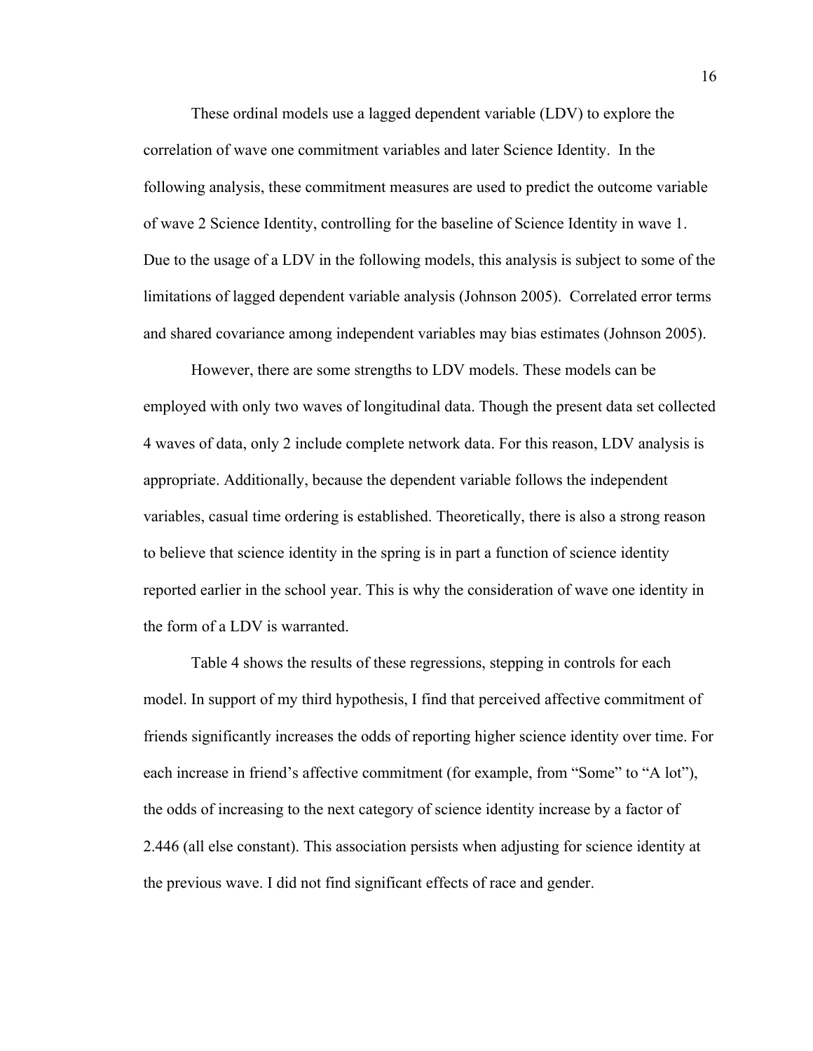These ordinal models use a lagged dependent variable (LDV) to explore the correlation of wave one commitment variables and later Science Identity. In the following analysis, these commitment measures are used to predict the outcome variable of wave 2 Science Identity, controlling for the baseline of Science Identity in wave 1. Due to the usage of a LDV in the following models, this analysis is subject to some of the limitations of lagged dependent variable analysis (Johnson 2005). Correlated error terms and shared covariance among independent variables may bias estimates (Johnson 2005).

However, there are some strengths to LDV models. These models can be employed with only two waves of longitudinal data. Though the present data set collected 4 waves of data, only 2 include complete network data. For this reason, LDV analysis is appropriate. Additionally, because the dependent variable follows the independent variables, casual time ordering is established. Theoretically, there is also a strong reason to believe that science identity in the spring is in part a function of science identity reported earlier in the school year. This is why the consideration of wave one identity in the form of a LDV is warranted.

Table 4 shows the results of these regressions, stepping in controls for each model. In support of my third hypothesis, I find that perceived affective commitment of friends significantly increases the odds of reporting higher science identity over time. For each increase in friend's affective commitment (for example, from "Some" to "A lot"), the odds of increasing to the next category of science identity increase by a factor of 2.446 (all else constant). This association persists when adjusting for science identity at the previous wave. I did not find significant effects of race and gender.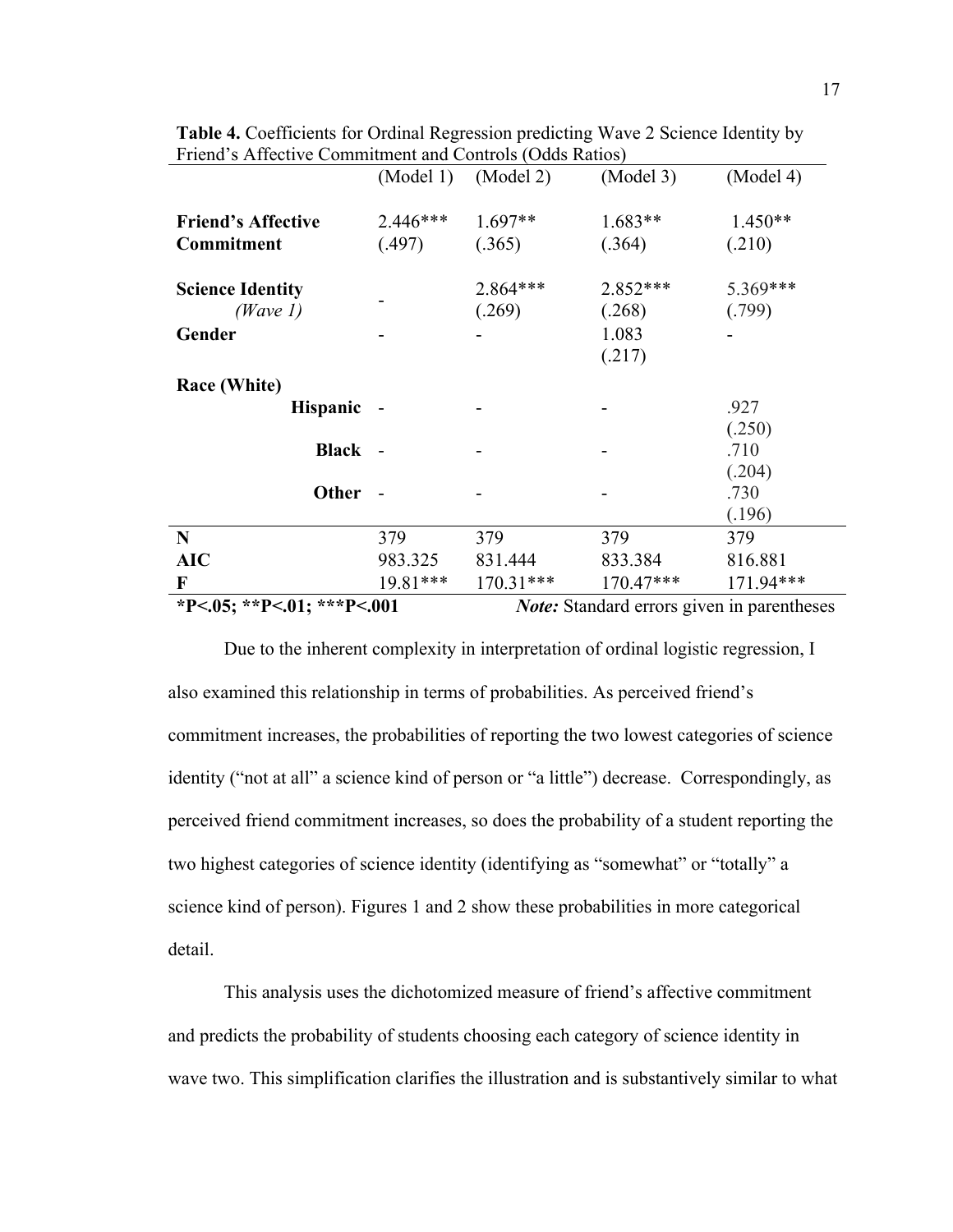**Table 4.** Coefficients for Ordinal Regression predicting Wave 2 Science Identity by Friend's Affective Commitment and Controls (Odds Ratios)

| | (Model 1) | (Model 2) | (Model 3) | (Model 4) |
|---|---|---|---|---|
| **Friend's Affective Commitment** | 2.446*** (.497) | 1.697** (.365) | 1.683** (.364) | 1.450** (.210) |
| **Science Identity** *(Wave 1)* | - | 2.864*** (.269) | 2.852*** (.268) | 5.369*** (.799) |
| **Gender** | - | - | 1.083 (.217) | - |
| **Race (White)** | | | | |
| **Hispanic** | - | - | - | .927 (.250) |
| **Black** | - | - | - | .710 (.204) |
| **Other** | - | - | - | .730 (.196) |
| **N** | 379 | 379 | 379 | 379 |
| **AIC** | 983.325 | 831.444 | 833.384 | 816.881 |
| **F** | 19.81*** | 170.31*** | 170.47*** | 171.94*** |

***P<.05; **P<.01; ***P<.001** *Note:* Standard errors given in parentheses

Due to the inherent complexity in interpretation of ordinal logistic regression, I also examined this relationship in terms of probabilities. As perceived friend's commitment increases, the probabilities of reporting the two lowest categories of science identity ("not at all" a science kind of person or "a little") decrease. Correspondingly, as perceived friend commitment increases, so does the probability of a student reporting the two highest categories of science identity (identifying as "somewhat" or "totally" a science kind of person). Figures 1 and 2 show these probabilities in more categorical detail.

This analysis uses the dichotomized measure of friend's affective commitment and predicts the probability of students choosing each category of science identity in wave two. This simplification clarifies the illustration and is substantively similar to what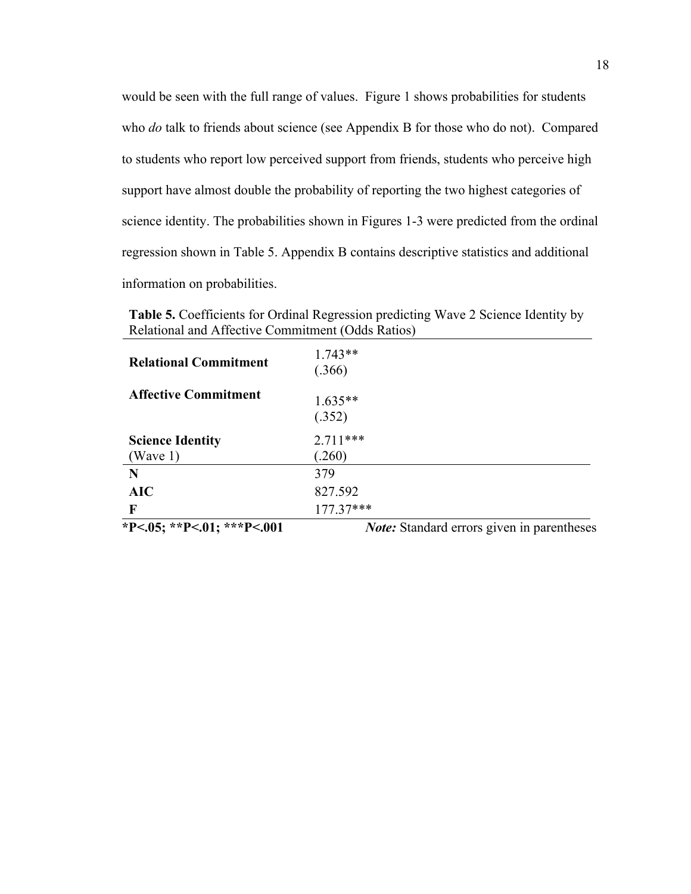would be seen with the full range of values. Figure 1 shows probabilities for students who *do* talk to friends about science (see Appendix B for those who do not). Compared to students who report low perceived support from friends, students who perceive high support have almost double the probability of reporting the two highest categories of science identity. The probabilities shown in Figures 1-3 were predicted from the ordinal regression shown in Table 5. Appendix B contains descriptive statistics and additional information on probabilities.

**Table 5.** Coefficients for Ordinal Regression predicting Wave 2 Science Identity by Relational and Affective Commitment (Odds Ratios)

| | |
|---|---|
| **Relational Commitment** | 1.743** (.366) |
| **Affective Commitment** | 1.635** (.352) |
| **Science Identity** (Wave 1) | 2.711*** (.260) |
| **N** | 379 |
| **AIC** | 827.592 |
| **F** | 177.37*** |

**\*P<.05; \*\*P<.01; \*\*\*P<.001** *Note:* Standard errors given in parentheses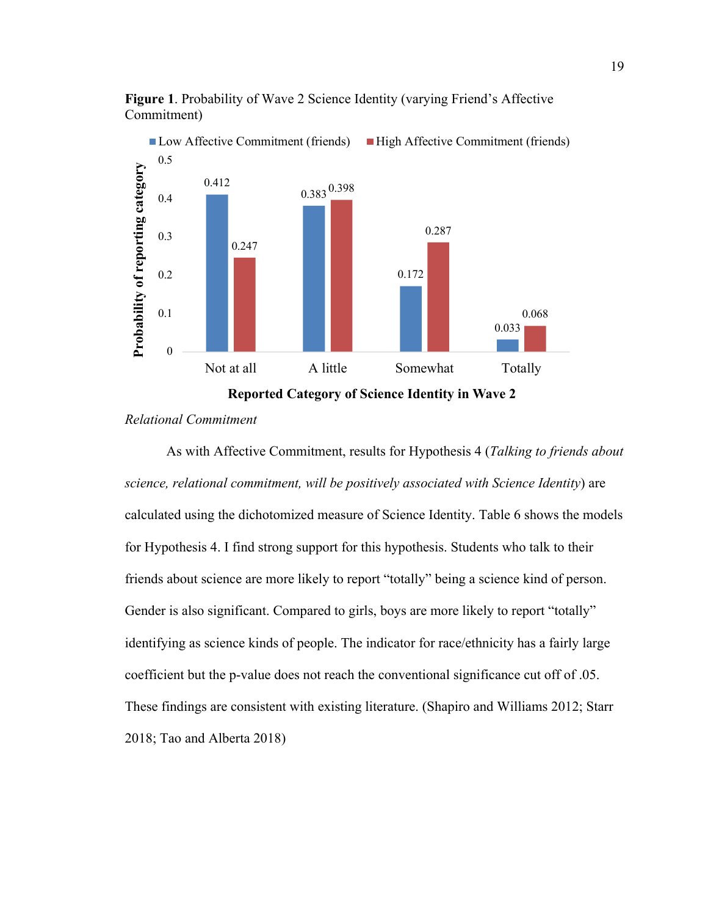**Figure 1**. Probability of Wave 2 Science Identity (varying Friend's Affective Commitment)

| Reported Category of Science Identity in Wave 2 | Low Affective Commitment (friends) | High Affective Commitment (friends) |
|---|---|---|
| Not at all | 0.412 | 0.247 |
| A little | 0.383 | 0.398 |
| Somewhat | 0.172 | 0.287 |
| Totally | 0.033 | 0.068 |

*Relational Commitment*

As with Affective Commitment, results for Hypothesis 4 (*Talking to friends about science, relational commitment, will be positively associated with Science Identity*) are calculated using the dichotomized measure of Science Identity. Table 6 shows the models for Hypothesis 4. I find strong support for this hypothesis. Students who talk to their friends about science are more likely to report "totally" being a science kind of person. Gender is also significant. Compared to girls, boys are more likely to report "totally" identifying as science kinds of people. The indicator for race/ethnicity has a fairly large coefficient but the p-value does not reach the conventional significance cut off of .05. These findings are consistent with existing literature. (Shapiro and Williams 2012; Starr 2018; Tao and Alberta 2018)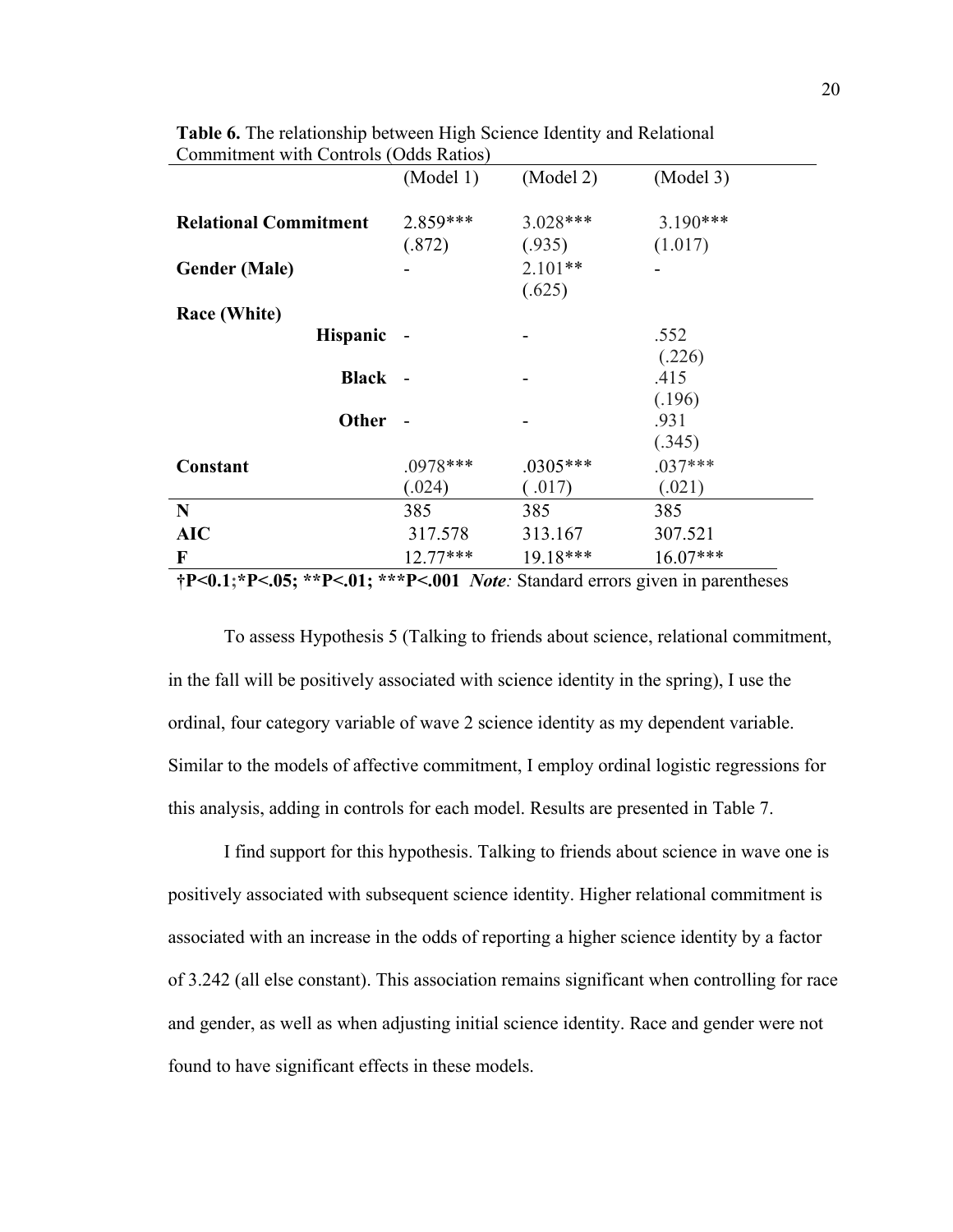**Table 6.** The relationship between High Science Identity and Relational Commitment with Controls (Odds Ratios)

| | (Model 1) | (Model 2) | (Model 3) |
|---|---|---|---|
| **Relational Commitment** | 2.859*** (.872) | 3.028*** (.935) | 3.190*** (1.017) |
| **Gender (Male)** | - | 2.101** (.625) | - |
| **Race (White)** | | | |
| **Hispanic** | - | - | .552 (.226) |
| **Black** | - | - | .415 (.196) |
| **Other** | - | - | .931 (.345) |
| **Constant** | .0978*** (.024) | .0305*** ( .017) | .037*** (.021) |
| **N** | 385 | 385 | 385 |
| **AIC** | 317.578 | 313.167 | 307.521 |
| **F** | 12.77*** | 19.18*** | 16.07*** |

**†P<0.1;*P<.05; **P<.01; ***P<.001** ***Note:*** Standard errors given in parentheses

To assess Hypothesis 5 (Talking to friends about science, relational commitment, in the fall will be positively associated with science identity in the spring), I use the ordinal, four category variable of wave 2 science identity as my dependent variable. Similar to the models of affective commitment, I employ ordinal logistic regressions for this analysis, adding in controls for each model. Results are presented in Table 7.

I find support for this hypothesis. Talking to friends about science in wave one is positively associated with subsequent science identity. Higher relational commitment is associated with an increase in the odds of reporting a higher science identity by a factor of 3.242 (all else constant). This association remains significant when controlling for race and gender, as well as when adjusting initial science identity. Race and gender were not found to have significant effects in these models.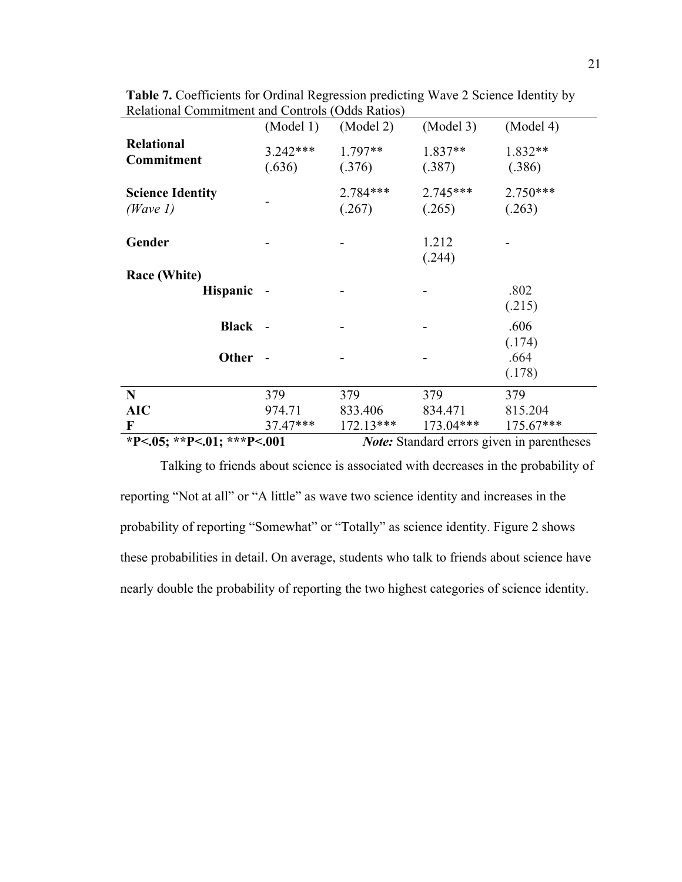**Table 7.** Coefficients for Ordinal Regression predicting Wave 2 Science Identity by Relational Commitment and Controls (Odds Ratios)

| | (Model 1) | (Model 2) | (Model 3) | (Model 4) |
|---|---|---|---|---|
| **Relational Commitment** | 3.242*** (.636) | 1.797** (.376) | 1.837** (.387) | 1.832** (.386) |
| **Science Identity** *(Wave 1)* | - | 2.784*** (.267) | 2.745*** (.265) | 2.750*** (.263) |
| **Gender** | - | - | 1.212 (.244) | - |
| **Race (White)** | | | | |
| **Hispanic** | - | - | - | .802 (.215) |
| **Black** | - | - | - | .606 (.174) |
| **Other** | - | - | - | .664 (.178) |
| **N** | 379 | 379 | 379 | 379 |
| **AIC** | 974.71 | 833.406 | 834.471 | 815.204 |
| **F** | 37.47*** | 172.13*** | 173.04*** | 175.67*** |

**\*P<.05; \*\*P<.01; \*\*\*P<.001** *Note:* Standard errors given in parentheses

Talking to friends about science is associated with decreases in the probability of reporting "Not at all" or "A little" as wave two science identity and increases in the probability of reporting "Somewhat" or "Totally" as science identity. Figure 2 shows these probabilities in detail. On average, students who talk to friends about science have nearly double the probability of reporting the two highest categories of science identity.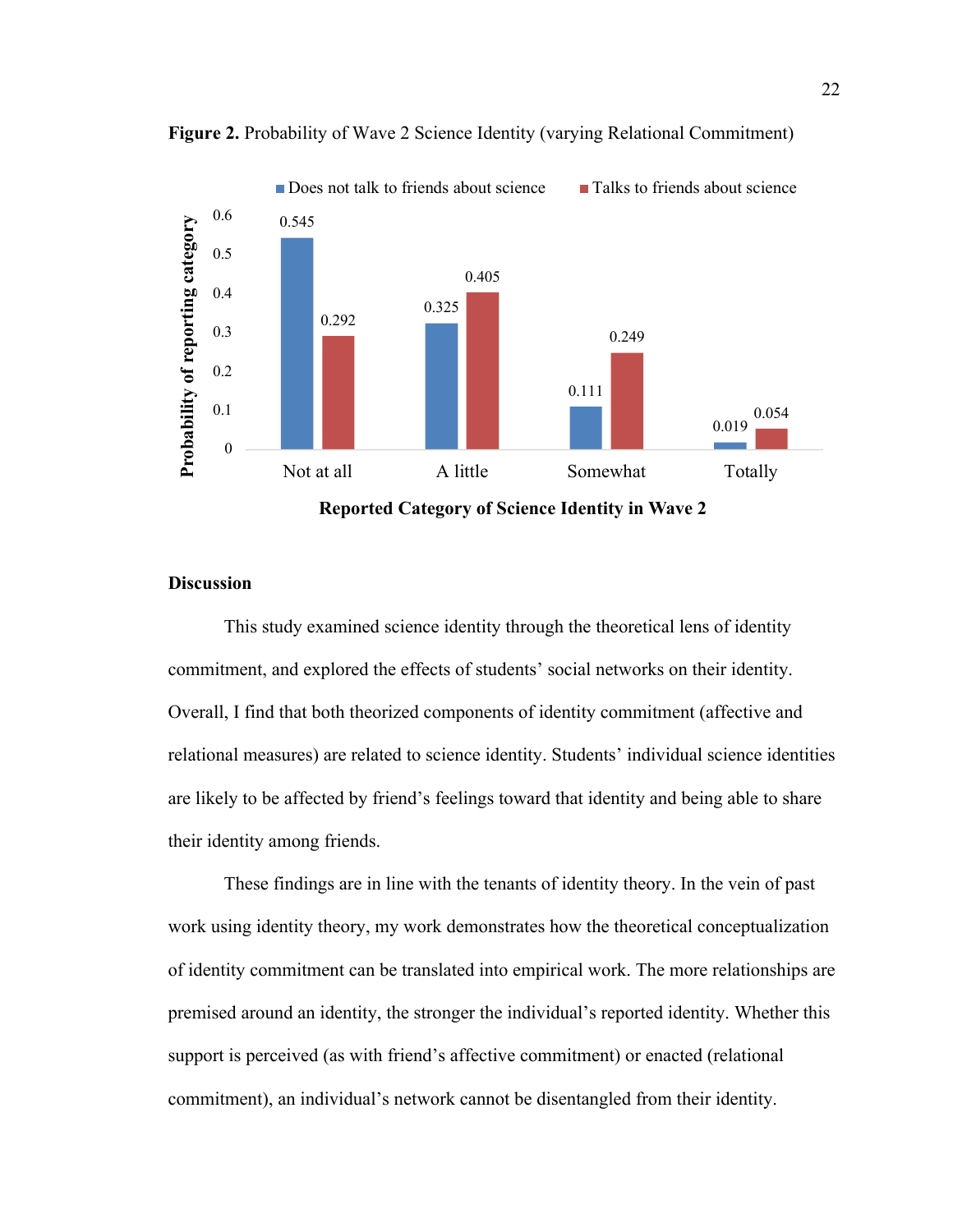**Figure 2.** Probability of Wave 2 Science Identity (varying Relational Commitment)

| Reported Category of Science Identity in Wave 2 | Does not talk to friends about science | Talks to friends about science |
| --- | --- | --- |
| Not at all | 0.545 | 0.292 |
| A little | 0.325 | 0.405 |
| Somewhat | 0.111 | 0.249 |
| Totally | 0.019 | 0.054 |

## Discussion

This study examined science identity through the theoretical lens of identity commitment, and explored the effects of students' social networks on their identity. Overall, I find that both theorized components of identity commitment (affective and relational measures) are related to science identity. Students' individual science identities are likely to be affected by friend's feelings toward that identity and being able to share their identity among friends.

These findings are in line with the tenants of identity theory. In the vein of past work using identity theory, my work demonstrates how the theoretical conceptualization of identity commitment can be translated into empirical work. The more relationships are premised around an identity, the stronger the individual's reported identity. Whether this support is perceived (as with friend's affective commitment) or enacted (relational commitment), an individual's network cannot be disentangled from their identity.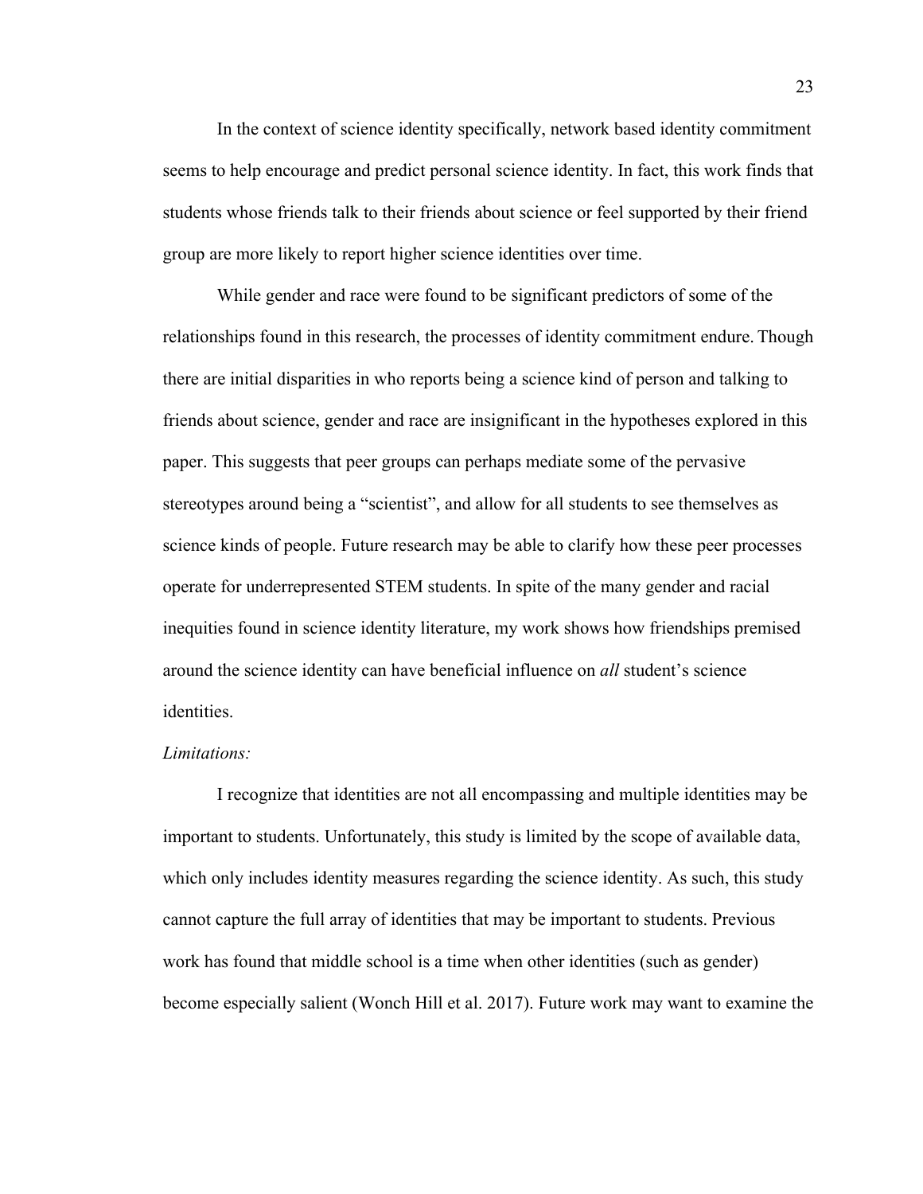In the context of science identity specifically, network based identity commitment seems to help encourage and predict personal science identity. In fact, this work finds that students whose friends talk to their friends about science or feel supported by their friend group are more likely to report higher science identities over time.

While gender and race were found to be significant predictors of some of the relationships found in this research, the processes of identity commitment endure. Though there are initial disparities in who reports being a science kind of person and talking to friends about science, gender and race are insignificant in the hypotheses explored in this paper. This suggests that peer groups can perhaps mediate some of the pervasive stereotypes around being a "scientist", and allow for all students to see themselves as science kinds of people. Future research may be able to clarify how these peer processes operate for underrepresented STEM students. In spite of the many gender and racial inequities found in science identity literature, my work shows how friendships premised around the science identity can have beneficial influence on *all* student's science identities.

*Limitations:*

I recognize that identities are not all encompassing and multiple identities may be important to students. Unfortunately, this study is limited by the scope of available data, which only includes identity measures regarding the science identity. As such, this study cannot capture the full array of identities that may be important to students. Previous work has found that middle school is a time when other identities (such as gender) become especially salient (Wonch Hill et al. 2017). Future work may want to examine the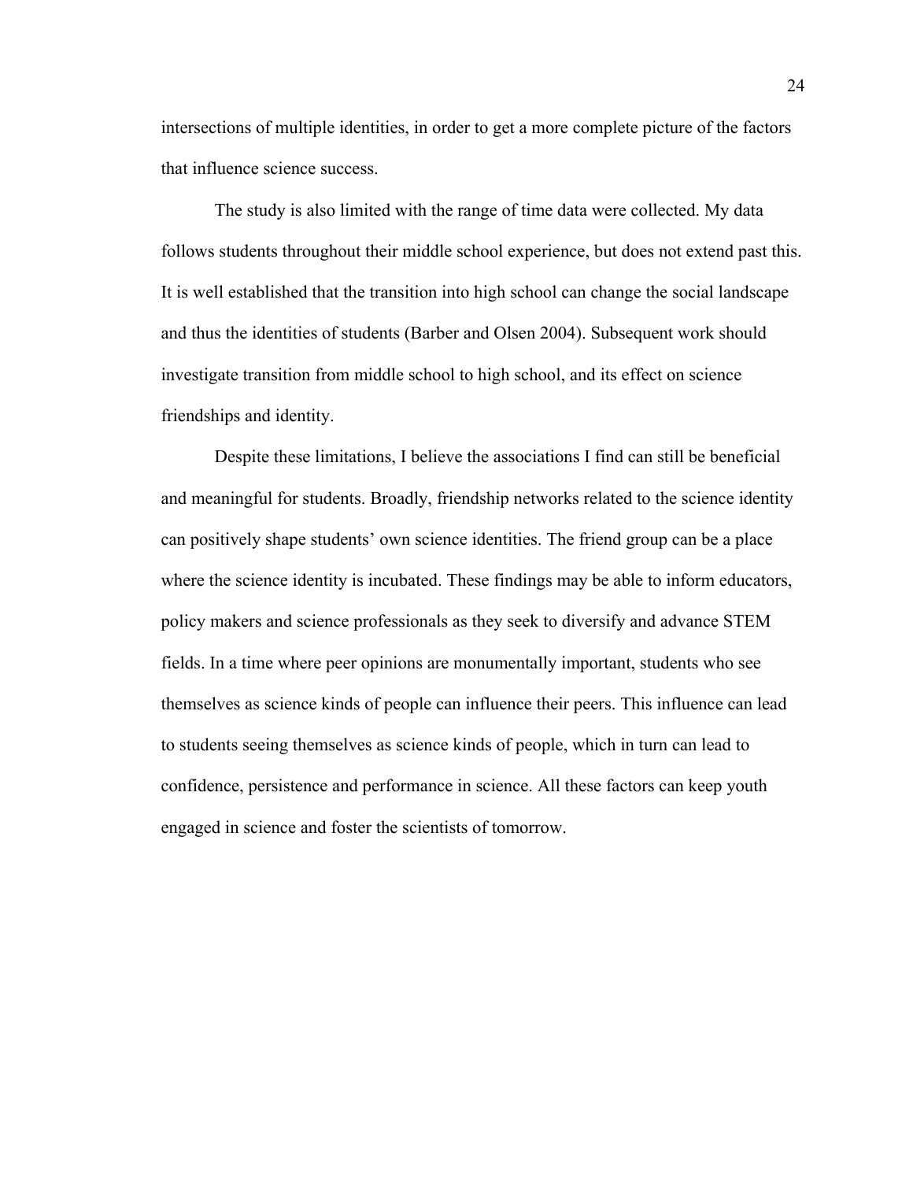intersections of multiple identities, in order to get a more complete picture of the factors that influence science success.

The study is also limited with the range of time data were collected. My data follows students throughout their middle school experience, but does not extend past this. It is well established that the transition into high school can change the social landscape and thus the identities of students (Barber and Olsen 2004). Subsequent work should investigate transition from middle school to high school, and its effect on science friendships and identity.

Despite these limitations, I believe the associations I find can still be beneficial and meaningful for students. Broadly, friendship networks related to the science identity can positively shape students' own science identities. The friend group can be a place where the science identity is incubated. These findings may be able to inform educators, policy makers and science professionals as they seek to diversify and advance STEM fields. In a time where peer opinions are monumentally important, students who see themselves as science kinds of people can influence their peers. This influence can lead to students seeing themselves as science kinds of people, which in turn can lead to confidence, persistence and performance in science. All these factors can keep youth engaged in science and foster the scientists of tomorrow.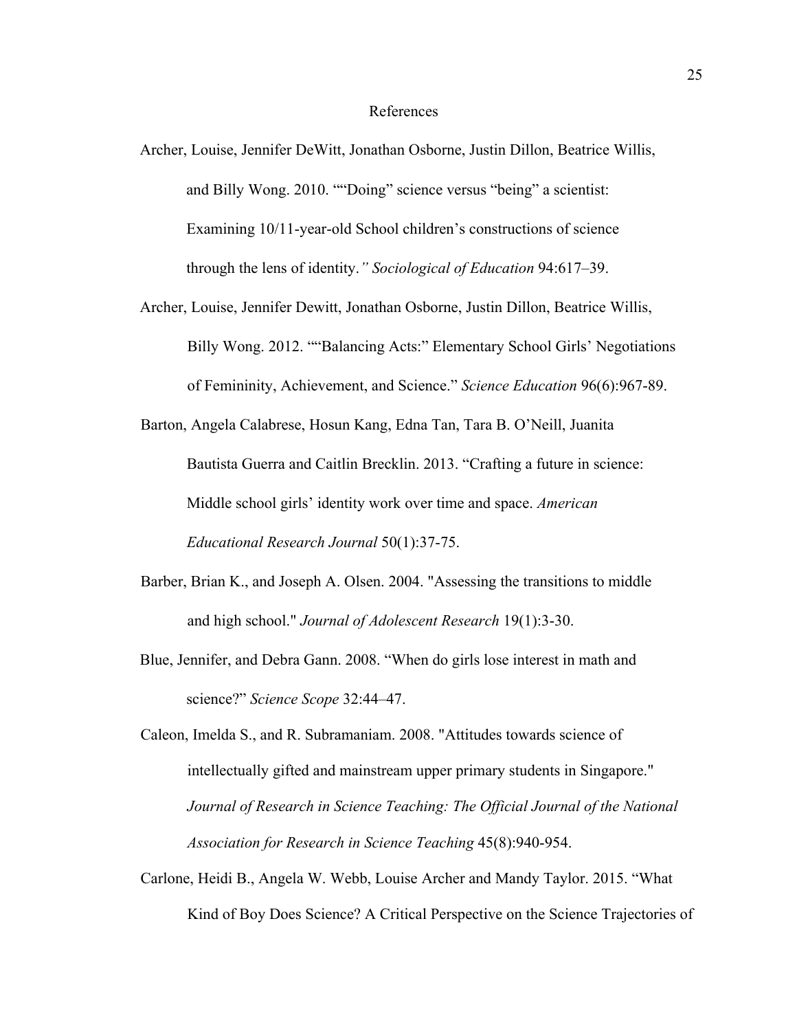# References

Archer, Louise, Jennifer DeWitt, Jonathan Osborne, Justin Dillon, Beatrice Willis, and Billy Wong. 2010. ""Doing" science versus "being" a scientist: Examining 10/11-year-old School children's constructions of science through the lens of identity.*" Sociological of Education* 94:617–39.

Archer, Louise, Jennifer Dewitt, Jonathan Osborne, Justin Dillon, Beatrice Willis, Billy Wong. 2012. ""Balancing Acts:" Elementary School Girls' Negotiations of Femininity, Achievement, and Science." *Science Education* 96(6):967-89.

Barton, Angela Calabrese, Hosun Kang, Edna Tan, Tara B. O'Neill, Juanita Bautista Guerra and Caitlin Brecklin. 2013. "Crafting a future in science: Middle school girls' identity work over time and space. *American Educational Research Journal* 50(1):37-75.

Barber, Brian K., and Joseph A. Olsen. 2004. "Assessing the transitions to middle and high school." *Journal of Adolescent Research* 19(1):3-30.

Blue, Jennifer, and Debra Gann. 2008. "When do girls lose interest in math and science?" *Science Scope* 32:44–47.

Caleon, Imelda S., and R. Subramaniam. 2008. "Attitudes towards science of intellectually gifted and mainstream upper primary students in Singapore." *Journal of Research in Science Teaching: The Official Journal of the National Association for Research in Science Teaching* 45(8):940-954.

Carlone, Heidi B., Angela W. Webb, Louise Archer and Mandy Taylor. 2015. "What Kind of Boy Does Science? A Critical Perspective on the Science Trajectories of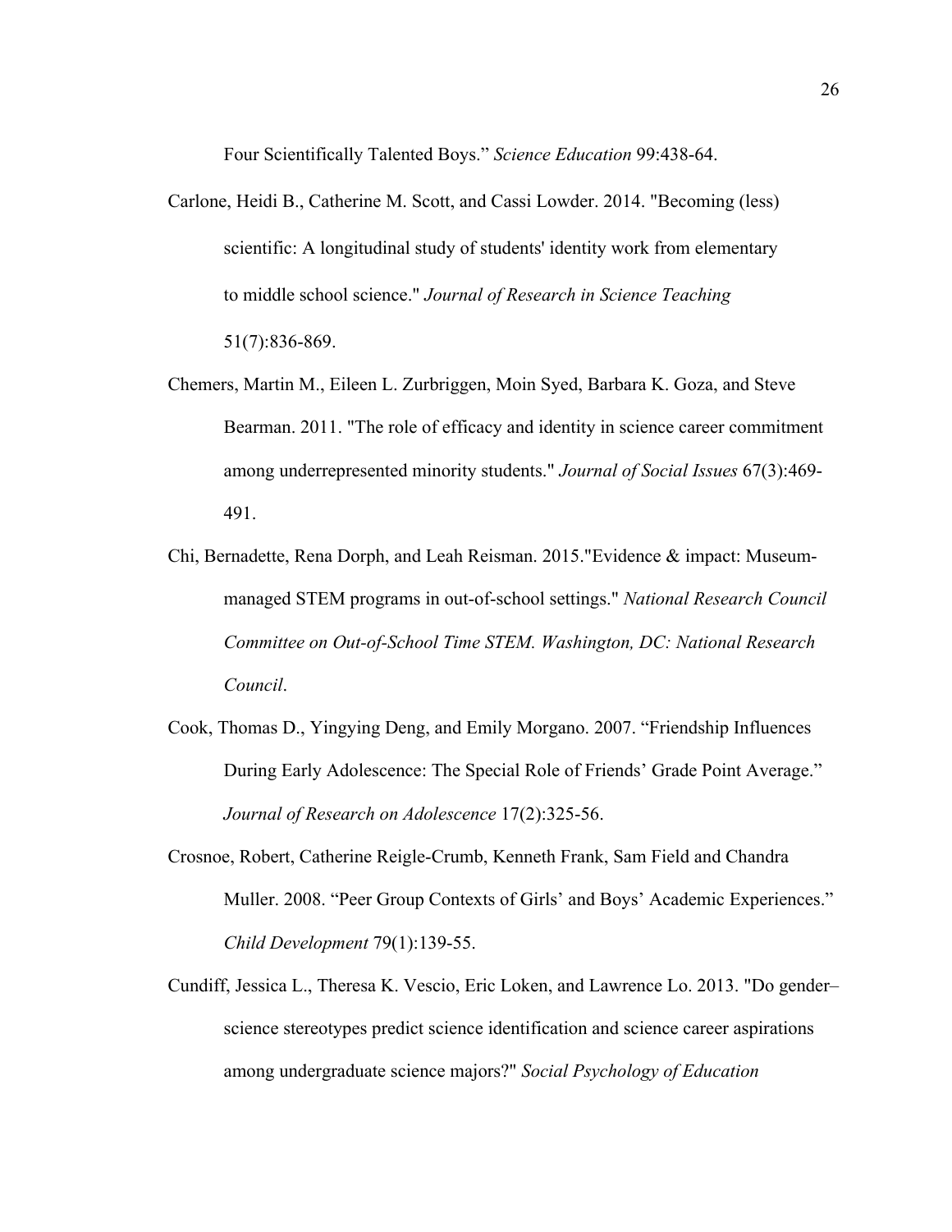Four Scientifically Talented Boys.” *Science Education* 99:438-64.

Carlone, Heidi B., Catherine M. Scott, and Cassi Lowder. 2014. "Becoming (less) scientific: A longitudinal study of students' identity work from elementary to middle school science." *Journal of Research in Science Teaching* 51(7):836-869.

Chemers, Martin M., Eileen L. Zurbriggen, Moin Syed, Barbara K. Goza, and Steve Bearman. 2011. "The role of efficacy and identity in science career commitment among underrepresented minority students." *Journal of Social Issues* 67(3):469-491.

Chi, Bernadette, Rena Dorph, and Leah Reisman. 2015."Evidence & impact: Museum-managed STEM programs in out-of-school settings." *National Research Council Committee on Out-of-School Time STEM. Washington, DC: National Research Council*.

Cook, Thomas D., Yingying Deng, and Emily Morgano. 2007. “Friendship Influences During Early Adolescence: The Special Role of Friends’ Grade Point Average.” *Journal of Research on Adolescence* 17(2):325-56.

Crosnoe, Robert, Catherine Reigle-Crumb, Kenneth Frank, Sam Field and Chandra Muller. 2008. “Peer Group Contexts of Girls’ and Boys’ Academic Experiences.” *Child Development* 79(1):139-55.

Cundiff, Jessica L., Theresa K. Vescio, Eric Loken, and Lawrence Lo. 2013. "Do gender–science stereotypes predict science identification and science career aspirations among undergraduate science majors?" *Social Psychology of Education*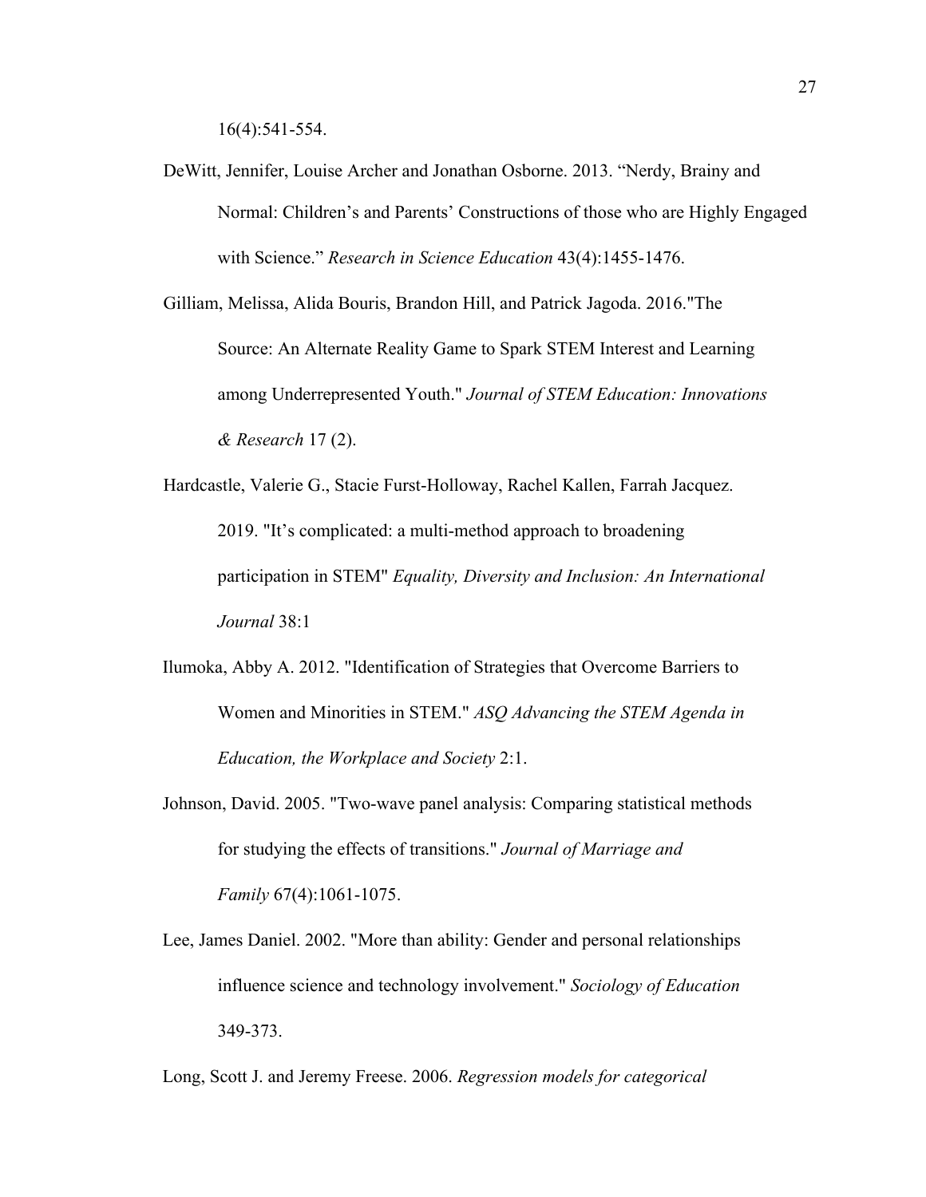16(4):541-554.

DeWitt, Jennifer, Louise Archer and Jonathan Osborne. 2013. "Nerdy, Brainy and Normal: Children's and Parents' Constructions of those who are Highly Engaged with Science." *Research in Science Education* 43(4):1455-1476.

Gilliam, Melissa, Alida Bouris, Brandon Hill, and Patrick Jagoda. 2016."The Source: An Alternate Reality Game to Spark STEM Interest and Learning among Underrepresented Youth." *Journal of STEM Education: Innovations & Research* 17 (2).

Hardcastle, Valerie G., Stacie Furst-Holloway, Rachel Kallen, Farrah Jacquez. 2019. "It's complicated: a multi-method approach to broadening participation in STEM" *Equality, Diversity and Inclusion: An International Journal* 38:1

Ilumoka, Abby A. 2012. "Identification of Strategies that Overcome Barriers to Women and Minorities in STEM." *ASQ Advancing the STEM Agenda in Education, the Workplace and Society* 2:1.

Johnson, David. 2005. "Two-wave panel analysis: Comparing statistical methods for studying the effects of transitions." *Journal of Marriage and Family* 67(4):1061-1075.

Lee, James Daniel. 2002. "More than ability: Gender and personal relationships influence science and technology involvement." *Sociology of Education* 349-373.

Long, Scott J. and Jeremy Freese. 2006. *Regression models for categorical*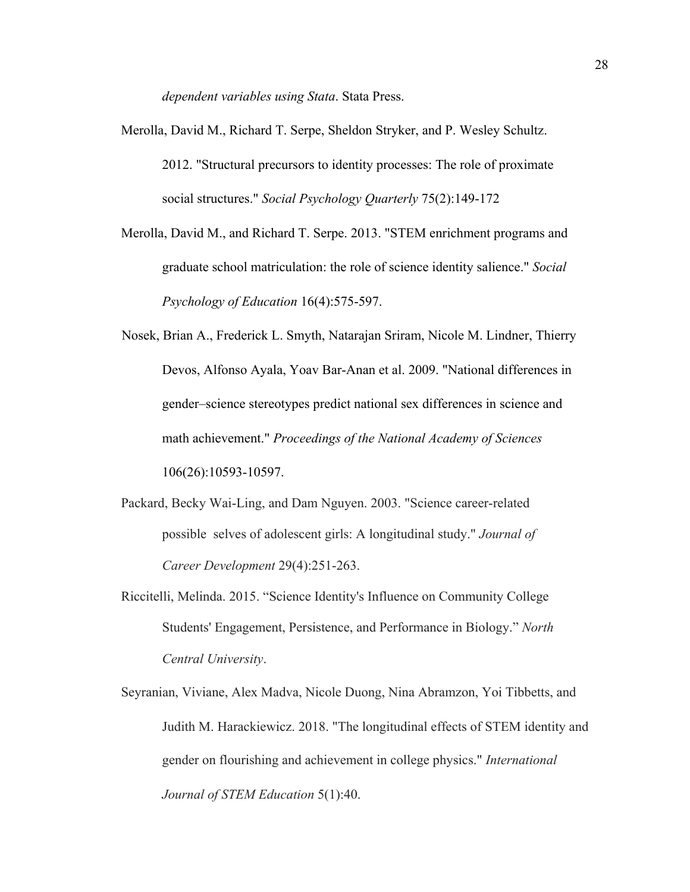*dependent variables using Stata*. Stata Press.

Merolla, David M., Richard T. Serpe, Sheldon Stryker, and P. Wesley Schultz. 2012. "Structural precursors to identity processes: The role of proximate social structures." *Social Psychology Quarterly* 75(2):149-172

Merolla, David M., and Richard T. Serpe. 2013. "STEM enrichment programs and graduate school matriculation: the role of science identity salience." *Social Psychology of Education* 16(4):575-597.

Nosek, Brian A., Frederick L. Smyth, Natarajan Sriram, Nicole M. Lindner, Thierry Devos, Alfonso Ayala, Yoav Bar-Anan et al. 2009. "National differences in gender–science stereotypes predict national sex differences in science and math achievement." *Proceedings of the National Academy of Sciences* 106(26):10593-10597.

Packard, Becky Wai-Ling, and Dam Nguyen. 2003. "Science career-related possible selves of adolescent girls: A longitudinal study." *Journal of Career Development* 29(4):251-263.

Riccitelli, Melinda. 2015. "Science Identity's Influence on Community College Students' Engagement, Persistence, and Performance in Biology." *North Central University*.

Seyranian, Viviane, Alex Madva, Nicole Duong, Nina Abramzon, Yoi Tibbetts, and Judith M. Harackiewicz. 2018. "The longitudinal effects of STEM identity and gender on flourishing and achievement in college physics." *International Journal of STEM Education* 5(1):40.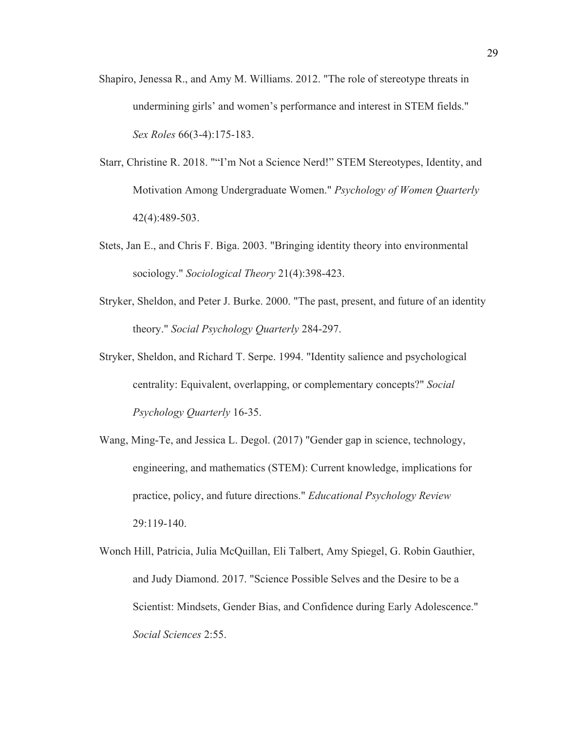Shapiro, Jenessa R., and Amy M. Williams. 2012. "The role of stereotype threats in undermining girls' and women's performance and interest in STEM fields." *Sex Roles* 66(3-4):175-183.

Starr, Christine R. 2018. "“I'm Not a Science Nerd!” STEM Stereotypes, Identity, and Motivation Among Undergraduate Women." *Psychology of Women Quarterly* 42(4):489-503.

Stets, Jan E., and Chris F. Biga. 2003. "Bringing identity theory into environmental sociology." *Sociological Theory* 21(4):398-423.

Stryker, Sheldon, and Peter J. Burke. 2000. "The past, present, and future of an identity theory." *Social Psychology Quarterly* 284-297.

Stryker, Sheldon, and Richard T. Serpe. 1994. "Identity salience and psychological centrality: Equivalent, overlapping, or complementary concepts?" *Social Psychology Quarterly* 16-35.

Wang, Ming-Te, and Jessica L. Degol. (2017) "Gender gap in science, technology, engineering, and mathematics (STEM): Current knowledge, implications for practice, policy, and future directions." *Educational Psychology Review* 29:119-140.

Wonch Hill, Patricia, Julia McQuillan, Eli Talbert, Amy Spiegel, G. Robin Gauthier, and Judy Diamond. 2017. "Science Possible Selves and the Desire to be a Scientist: Mindsets, Gender Bias, and Confidence during Early Adolescence." *Social Sciences* 2:55.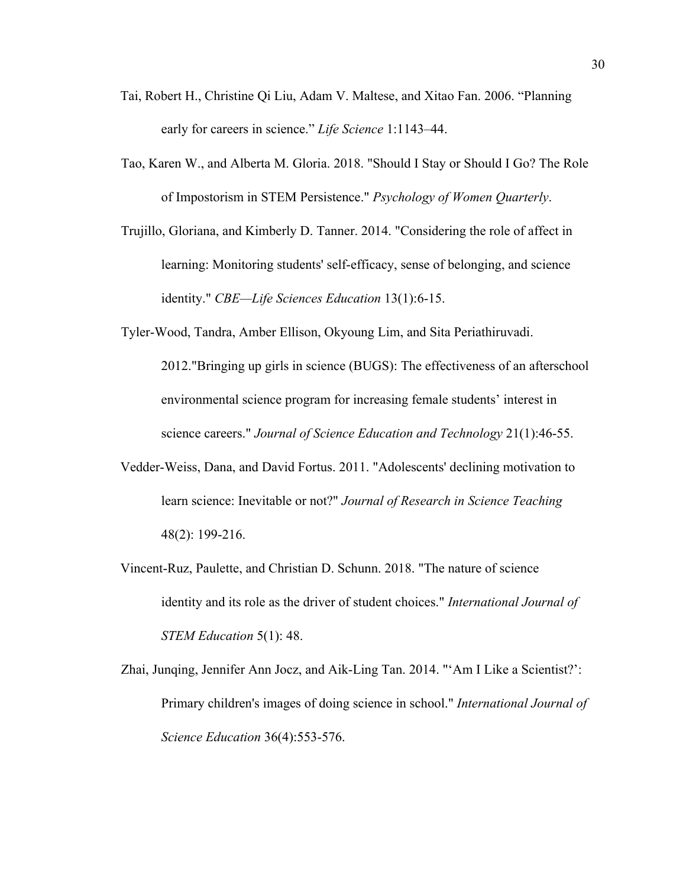Tai, Robert H., Christine Qi Liu, Adam V. Maltese, and Xitao Fan. 2006. “Planning early for careers in science.” *Life Science* 1:1143–44.

Tao, Karen W., and Alberta M. Gloria. 2018. "Should I Stay or Should I Go? The Role of Impostorism in STEM Persistence." *Psychology of Women Quarterly*.

Trujillo, Gloriana, and Kimberly D. Tanner. 2014. "Considering the role of affect in learning: Monitoring students' self-efficacy, sense of belonging, and science identity." *CBE—Life Sciences Education* 13(1):6-15.

Tyler-Wood, Tandra, Amber Ellison, Okyoung Lim, and Sita Periathiruvadi. 2012."Bringing up girls in science (BUGS): The effectiveness of an afterschool environmental science program for increasing female students’ interest in science careers." *Journal of Science Education and Technology* 21(1):46-55.

Vedder-Weiss, Dana, and David Fortus. 2011. "Adolescents' declining motivation to learn science: Inevitable or not?" *Journal of Research in Science Teaching* 48(2): 199-216.

Vincent-Ruz, Paulette, and Christian D. Schunn. 2018. "The nature of science identity and its role as the driver of student choices." *International Journal of STEM Education* 5(1): 48.

Zhai, Junqing, Jennifer Ann Jocz, and Aik-Ling Tan. 2014. "‘Am I Like a Scientist?’: Primary children's images of doing science in school." *International Journal of Science Education* 36(4):553-576.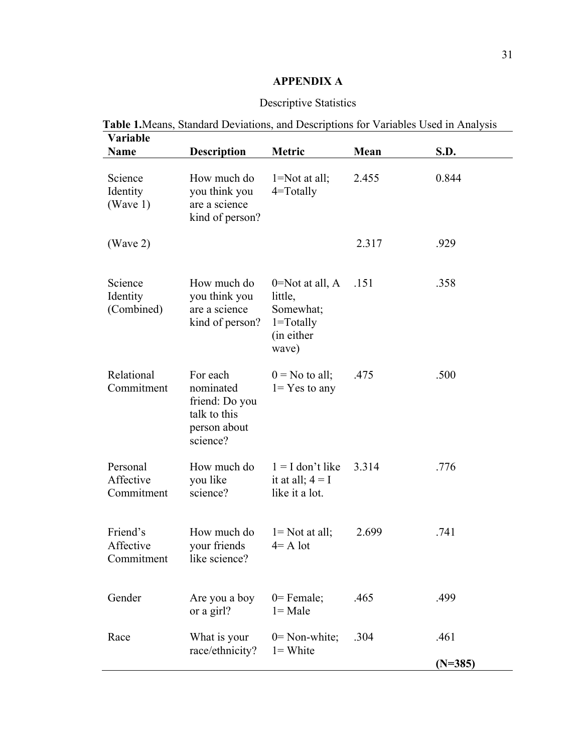# APPENDIX A

## Descriptive Statistics

**Table 1.**Means, Standard Deviations, and Descriptions for Variables Used in Analysis

| Variable Name | Description | Metric | Mean | S.D. |
|---|---|---|---|---|
| Science Identity (Wave 1) | How much do you think you are a science kind of person? | 1=Not at all; 4=Totally | 2.455 | 0.844 |
| (Wave 2) | | | 2.317 | .929 |
| Science Identity (Combined) | How much do you think you are a science kind of person? | 0=Not at all, A little, Somewhat; 1=Totally (in either wave) | .151 | .358 |
| Relational Commitment | For each nominated friend: Do you talk to this person about science? | 0 = No to all; 1= Yes to any | .475 | .500 |
| Personal Affective Commitment | How much do you like science? | 1 = I don't like it at all; 4 = I like it a lot. | 3.314 | .776 |
| Friend's Affective Commitment | How much do your friends like science? | 1= Not at all; 4= A lot | 2.699 | .741 |
| Gender | Are you a boy or a girl? | 0= Female; 1= Male | .465 | .499 |
| Race | What is your race/ethnicity? | 0= Non-white; 1= White | .304 | .461 |
| | | | | **(N=385)** |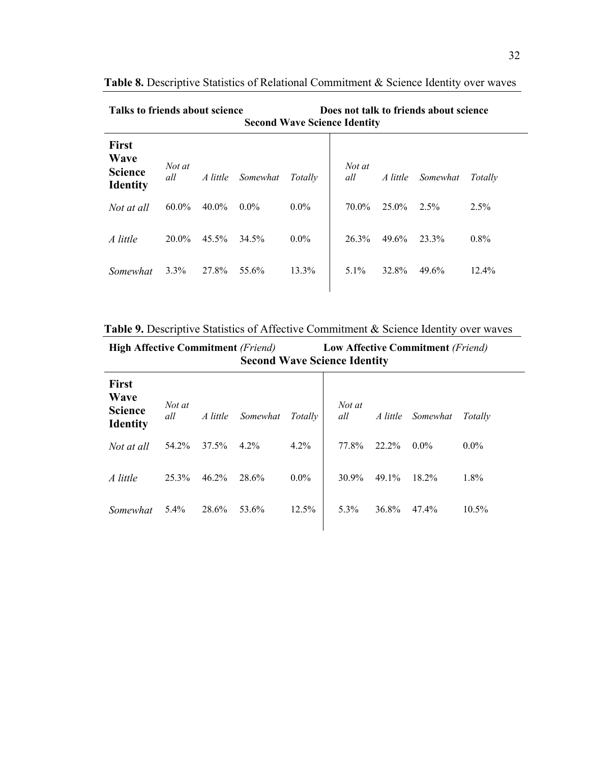**Table 8.** Descriptive Statistics of Relational Commitment & Science Identity over waves

| | **Talks to friends about science** | | | | **Does not talk to friends about science** | | | |
|---|---|---|---|---|---|---|---|---|
| | **Second Wave Science Identity** | | | | | | | |
| **First Wave Science Identity** | *Not at all* | *A little* | *Somewhat* | *Totally* | *Not at all* | *A little* | *Somewhat* | *Totally* |
| *Not at all* | 60.0% | 40.0% | 0.0% | 0.0% | 70.0% | 25.0% | 2.5% | 2.5% |
| *A little* | 20.0% | 45.5% | 34.5% | 0.0% | 26.3% | 49.6% | 23.3% | 0.8% |
| *Somewhat* | 3.3% | 27.8% | 55.6% | 13.3% | 5.1% | 32.8% | 49.6% | 12.4% |

**Table 9.** Descriptive Statistics of Affective Commitment & Science Identity over waves

| | **High Affective Commitment** *(Friend)* | | | | **Low Affective Commitment** *(Friend)* | | | |
|---|---|---|---|---|---|---|---|---|
| | **Second Wave Science Identity** | | | | | | | |
| **First Wave Science Identity** | *Not at all* | *A little* | *Somewhat* | *Totally* | *Not at all* | *A little* | *Somewhat* | *Totally* |
| *Not at all* | 54.2% | 37.5% | 4.2% | 4.2% | 77.8% | 22.2% | 0.0% | 0.0% |
| *A little* | 25.3% | 46.2% | 28.6% | 0.0% | 30.9% | 49.1% | 18.2% | 1.8% |
| *Somewhat* | 5.4% | 28.6% | 53.6% | 12.5% | 5.3% | 36.8% | 47.4% | 10.5% |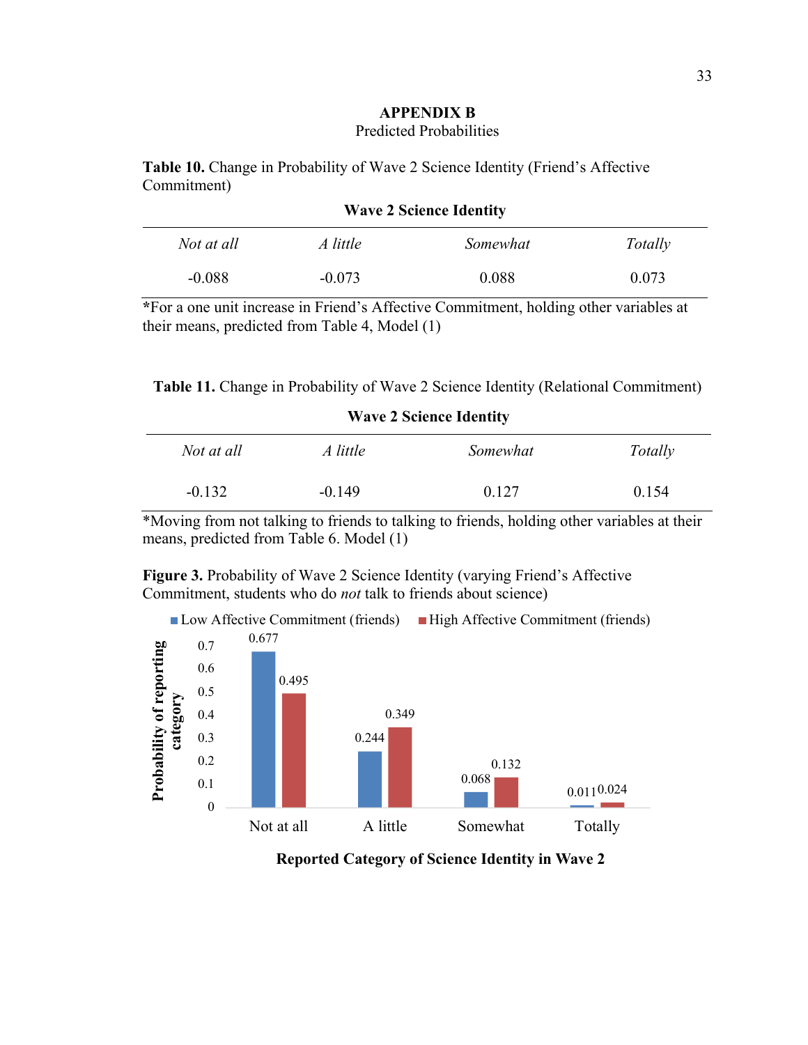# APPENDIX B

Predicted Probabilities

**Table 10.** Change in Probability of Wave 2 Science Identity (Friend's Affective Commitment)

| Wave 2 Science Identity | | | |
|---|---|---|---|
| *Not at all* | *A little* | *Somewhat* | *Totally* |
| -0.088 | -0.073 | 0.088 | 0.073 |

*For a one unit increase in Friend's Affective Commitment, holding other variables at their means, predicted from Table 4, Model (1)

**Table 11.** Change in Probability of Wave 2 Science Identity (Relational Commitment)

| Wave 2 Science Identity | | | |
|---|---|---|---|
| *Not at all* | *A little* | *Somewhat* | *Totally* |
| -0.132 | -0.149 | 0.127 | 0.154 |

*Moving from not talking to friends to talking to friends, holding other variables at their means, predicted from Table 6. Model (1)

**Figure 3.** Probability of Wave 2 Science Identity (varying Friend's Affective Commitment, students who do *not* talk to friends about science)

Low Affective Commitment (friends)
High Affective Commitment (friends)

Probability of reporting category

0.7
0.6
0.5
0.4
0.3
0.2
0.1
0

0.677
0.495
0.244
0.349
0.068
0.132
0.011
0.024

Not at all
A little
Somewhat
Totally

**Reported Category of Science Identity in Wave 2**